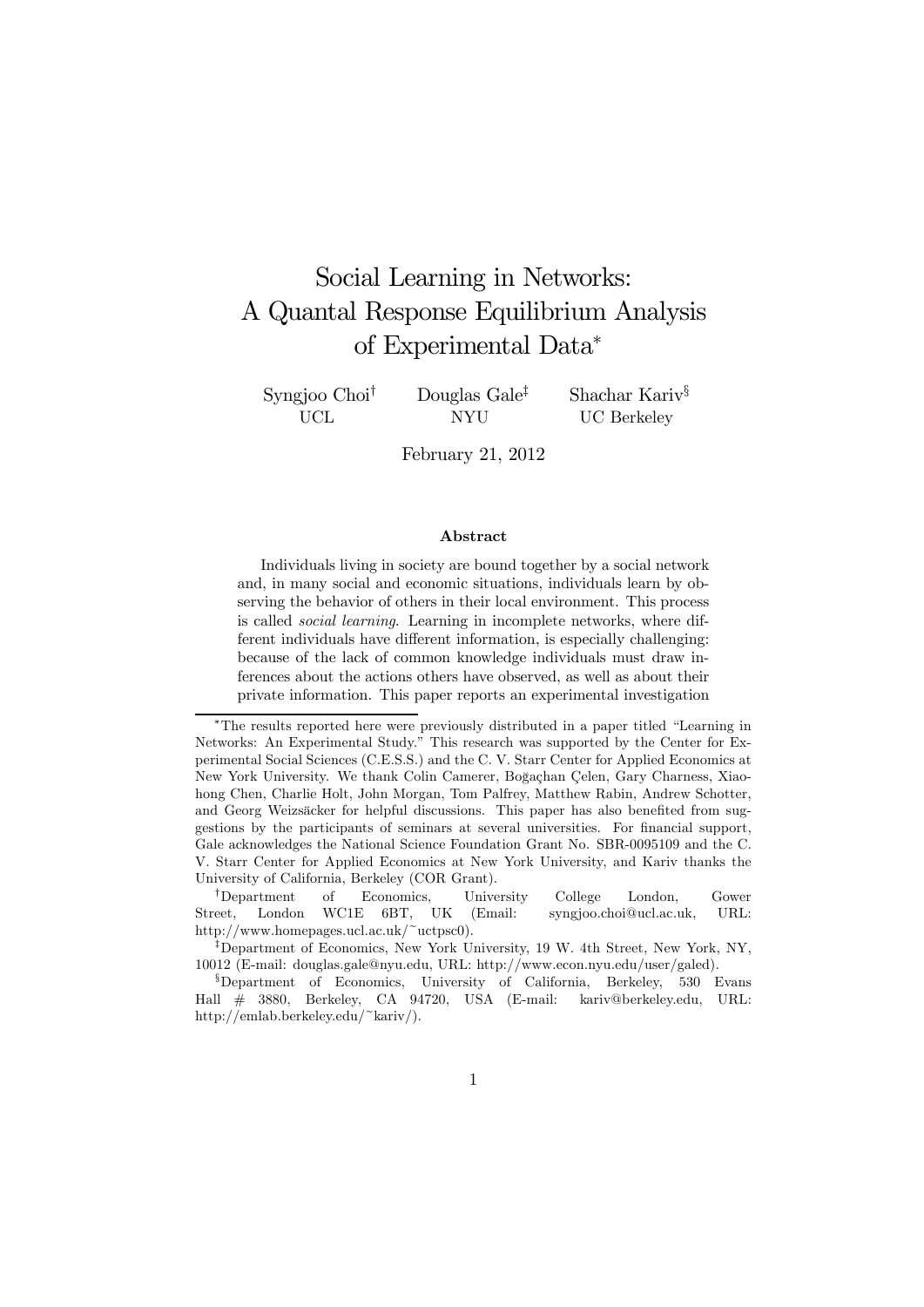# Social Learning in Networks: A Quantal Response Equilibrium Analysis of Experimental Data*

Syngjoo Choi[†] (UCL) Douglas Gale[‡] (NYU) Shachar Kariv[§] (UC Berkeley)

February 21, 2012

### Abstract

Individuals living in society are bound together by a social network and, in many social and economic situations, individuals learn by observing the behavior of others in their local environment. This process is called *social learning*. Learning in incomplete networks, where different individuals have different information, is especially challenging: because of the lack of common knowledge individuals must draw inferences about the actions others have observed, as well as about their private information. This paper reports an experimental investigation

---

*The results reported here were previously distributed in a paper titled "Learning in Networks: An Experimental Study." This research was supported by the Center for Experimental Social Sciences (C.E.S.S.) and the C. V. Starr Center for Applied Economics at New York University. We thank Colin Camerer, Boğaçhan Çelen, Gary Charness, Xiaohong Chen, Charlie Holt, John Morgan, Tom Palfrey, Matthew Rabin, Andrew Schotter, and Georg Weizsäcker for helpful discussions. This paper has also benefited from suggestions by the participants of seminars at several universities. For financial support, Gale acknowledges the National Science Foundation Grant No. SBR-0095109 and the C. V. Starr Center for Applied Economics at New York University, and Kariv thanks the University of California, Berkeley (COR Grant).

[†]Department of Economics, University College London, Gower Street, London WC1E 6BT, UK (Email: syngjoo.choi@ucl.ac.uk, URL: http://www.homepages.ucl.ac.uk/~uctpsc0).

[‡]Department of Economics, New York University, 19 W. 4th Street, New York, NY, 10012 (E-mail: douglas.gale@nyu.edu, URL: http://www.econ.nyu.edu/user/galed).

[§]Department of Economics, University of California, Berkeley, 530 Evans Hall # 3880, Berkeley, CA 94720, USA (E-mail: kariv@berkeley.edu, URL: http://emlab.berkeley.edu/~kariv/).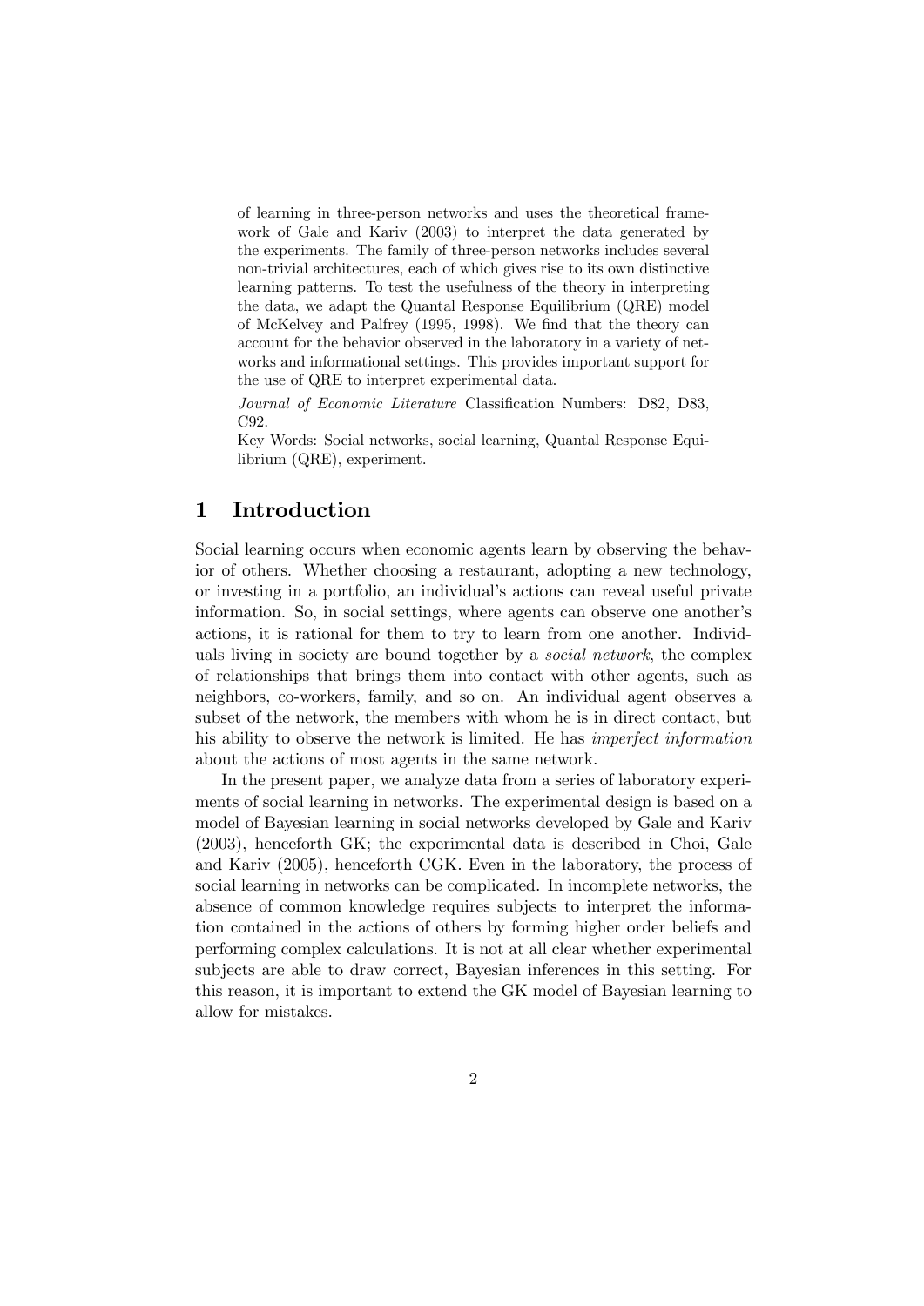of learning in three-person networks and uses the theoretical framework of Gale and Kariv (2003) to interpret the data generated by the experiments. The family of three-person networks includes several non-trivial architectures, each of which gives rise to its own distinctive learning patterns. To test the usefulness of the theory in interpreting the data, we adapt the Quantal Response Equilibrium (QRE) model of McKelvey and Palfrey (1995, 1998). We find that the theory can account for the behavior observed in the laboratory in a variety of networks and informational settings. This provides important support for the use of QRE to interpret experimental data.

*Journal of Economic Literature* Classification Numbers: D82, D83, C92.

Key Words: Social networks, social learning, Quantal Response Equilibrium (QRE), experiment.

# 1 Introduction

Social learning occurs when economic agents learn by observing the behavior of others. Whether choosing a restaurant, adopting a new technology, or investing in a portfolio, an individual's actions can reveal useful private information. So, in social settings, where agents can observe one another's actions, it is rational for them to try to learn from one another. Individuals living in society are bound together by a *social network*, the complex of relationships that brings them into contact with other agents, such as neighbors, co-workers, family, and so on. An individual agent observes a subset of the network, the members with whom he is in direct contact, but his ability to observe the network is limited. He has *imperfect information* about the actions of most agents in the same network.

In the present paper, we analyze data from a series of laboratory experiments of social learning in networks. The experimental design is based on a model of Bayesian learning in social networks developed by Gale and Kariv (2003), henceforth GK; the experimental data is described in Choi, Gale and Kariv (2005), henceforth CGK. Even in the laboratory, the process of social learning in networks can be complicated. In incomplete networks, the absence of common knowledge requires subjects to interpret the information contained in the actions of others by forming higher order beliefs and performing complex calculations. It is not at all clear whether experimental subjects are able to draw correct, Bayesian inferences in this setting. For this reason, it is important to extend the GK model of Bayesian learning to allow for mistakes.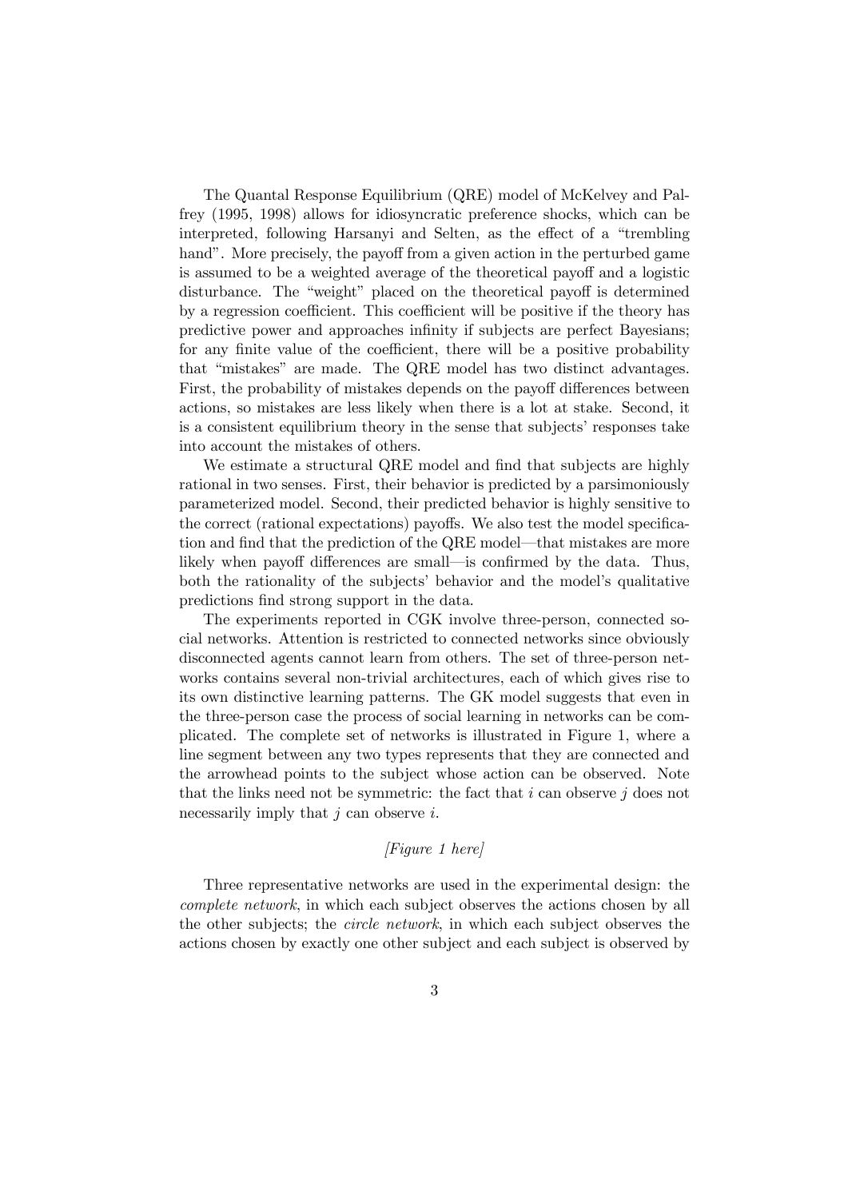The Quantal Response Equilibrium (QRE) model of McKelvey and Palfrey (1995, 1998) allows for idiosyncratic preference shocks, which can be interpreted, following Harsanyi and Selten, as the effect of a "trembling hand". More precisely, the payoff from a given action in the perturbed game is assumed to be a weighted average of the theoretical payoff and a logistic disturbance. The "weight" placed on the theoretical payoff is determined by a regression coefficient. This coefficient will be positive if the theory has predictive power and approaches infinity if subjects are perfect Bayesians; for any finite value of the coefficient, there will be a positive probability that "mistakes" are made. The QRE model has two distinct advantages. First, the probability of mistakes depends on the payoff differences between actions, so mistakes are less likely when there is a lot at stake. Second, it is a consistent equilibrium theory in the sense that subjects' responses take into account the mistakes of others.

We estimate a structural QRE model and find that subjects are highly rational in two senses. First, their behavior is predicted by a parsimoniously parameterized model. Second, their predicted behavior is highly sensitive to the correct (rational expectations) payoffs. We also test the model specification and find that the prediction of the QRE model—that mistakes are more likely when payoff differences are small—is confirmed by the data. Thus, both the rationality of the subjects' behavior and the model's qualitative predictions find strong support in the data.

The experiments reported in CGK involve three-person, connected social networks. Attention is restricted to connected networks since obviously disconnected agents cannot learn from others. The set of three-person networks contains several non-trivial architectures, each of which gives rise to its own distinctive learning patterns. The GK model suggests that even in the three-person case the process of social learning in networks can be complicated. The complete set of networks is illustrated in Figure 1, where a line segment between any two types represents that they are connected and the arrowhead points to the subject whose action can be observed. Note that the links need not be symmetric: the fact that $i$ can observe $j$ does not necessarily imply that $j$ can observe $i$.

*[Figure 1 here]*

Three representative networks are used in the experimental design: the *complete network*, in which each subject observes the actions chosen by all the other subjects; the *circle network*, in which each subject observes the actions chosen by exactly one other subject and each subject is observed by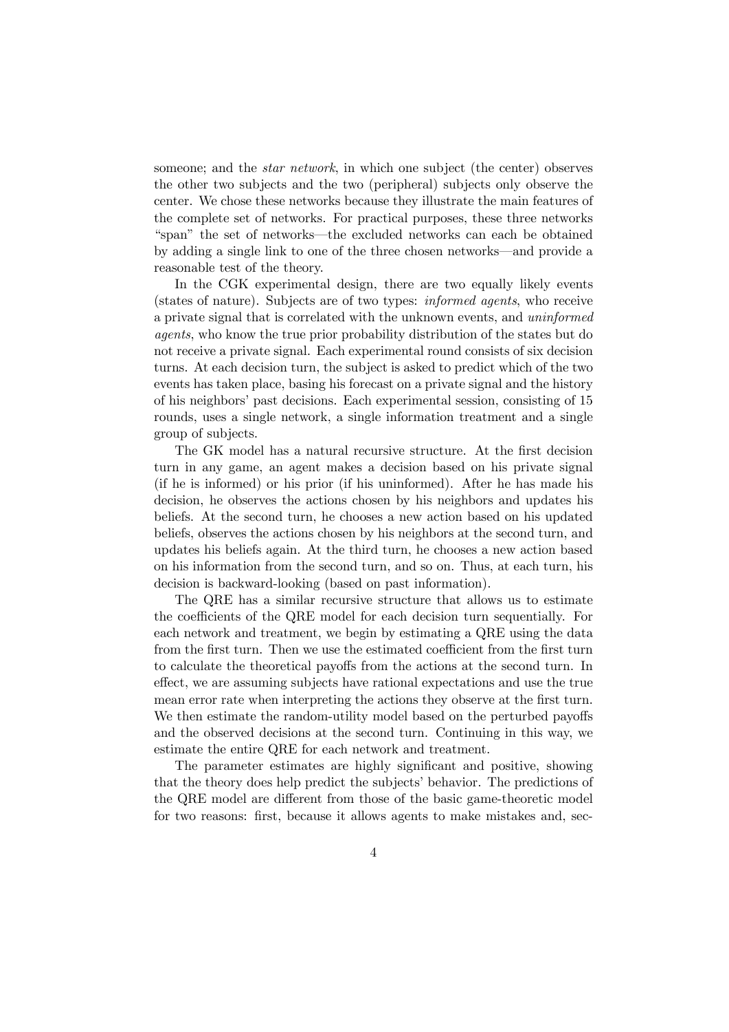someone; and the *star network*, in which one subject (the center) observes the other two subjects and the two (peripheral) subjects only observe the center. We chose these networks because they illustrate the main features of the complete set of networks. For practical purposes, these three networks "span" the set of networks—the excluded networks can each be obtained by adding a single link to one of the three chosen networks—and provide a reasonable test of the theory.

In the CGK experimental design, there are two equally likely events (states of nature). Subjects are of two types: *informed agents*, who receive a private signal that is correlated with the unknown events, and *uninformed agents*, who know the true prior probability distribution of the states but do not receive a private signal. Each experimental round consists of six decision turns. At each decision turn, the subject is asked to predict which of the two events has taken place, basing his forecast on a private signal and the history of his neighbors' past decisions. Each experimental session, consisting of 15 rounds, uses a single network, a single information treatment and a single group of subjects.

The GK model has a natural recursive structure. At the first decision turn in any game, an agent makes a decision based on his private signal (if he is informed) or his prior (if his uninformed). After he has made his decision, he observes the actions chosen by his neighbors and updates his beliefs. At the second turn, he chooses a new action based on his updated beliefs, observes the actions chosen by his neighbors at the second turn, and updates his beliefs again. At the third turn, he chooses a new action based on his information from the second turn, and so on. Thus, at each turn, his decision is backward-looking (based on past information).

The QRE has a similar recursive structure that allows us to estimate the coefficients of the QRE model for each decision turn sequentially. For each network and treatment, we begin by estimating a QRE using the data from the first turn. Then we use the estimated coefficient from the first turn to calculate the theoretical payoffs from the actions at the second turn. In effect, we are assuming subjects have rational expectations and use the true mean error rate when interpreting the actions they observe at the first turn. We then estimate the random-utility model based on the perturbed payoffs and the observed decisions at the second turn. Continuing in this way, we estimate the entire QRE for each network and treatment.

The parameter estimates are highly significant and positive, showing that the theory does help predict the subjects' behavior. The predictions of the QRE model are different from those of the basic game-theoretic model for two reasons: first, because it allows agents to make mistakes and, sec-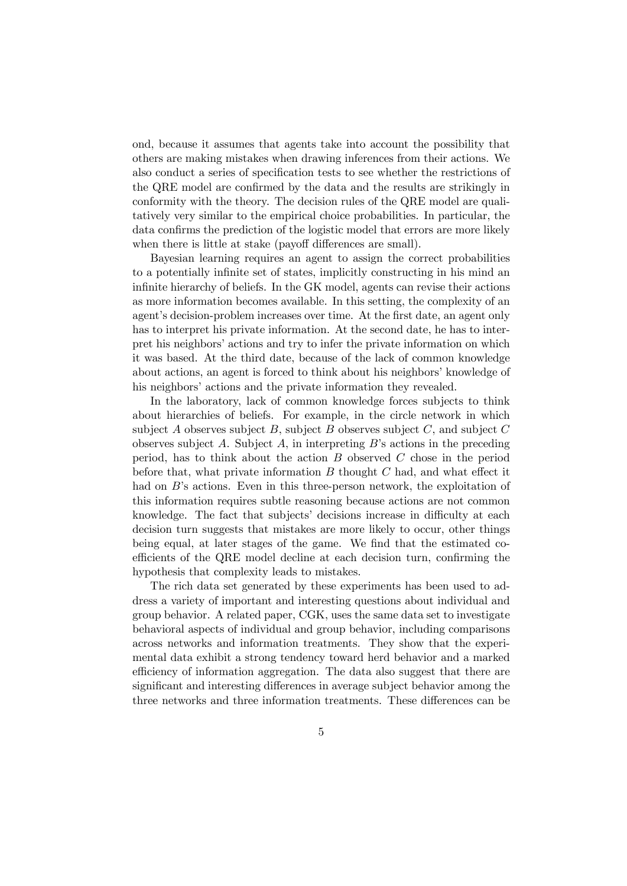ond, because it assumes that agents take into account the possibility that others are making mistakes when drawing inferences from their actions. We also conduct a series of specification tests to see whether the restrictions of the QRE model are confirmed by the data and the results are strikingly in conformity with the theory. The decision rules of the QRE model are qualitatively very similar to the empirical choice probabilities. In particular, the data confirms the prediction of the logistic model that errors are more likely when there is little at stake (payoff differences are small).

Bayesian learning requires an agent to assign the correct probabilities to a potentially infinite set of states, implicitly constructing in his mind an infinite hierarchy of beliefs. In the GK model, agents can revise their actions as more information becomes available. In this setting, the complexity of an agent's decision-problem increases over time. At the first date, an agent only has to interpret his private information. At the second date, he has to interpret his neighbors' actions and try to infer the private information on which it was based. At the third date, because of the lack of common knowledge about actions, an agent is forced to think about his neighbors' knowledge of his neighbors' actions and the private information they revealed.

In the laboratory, lack of common knowledge forces subjects to think about hierarchies of beliefs. For example, in the circle network in which subject $A$ observes subject $B$, subject $B$ observes subject $C$, and subject $C$ observes subject $A$. Subject $A$, in interpreting $B$'s actions in the preceding period, has to think about the action $B$ observed $C$ chose in the period before that, what private information $B$ thought $C$ had, and what effect it had on $B$'s actions. Even in this three-person network, the exploitation of this information requires subtle reasoning because actions are not common knowledge. The fact that subjects' decisions increase in difficulty at each decision turn suggests that mistakes are more likely to occur, other things being equal, at later stages of the game. We find that the estimated coefficients of the QRE model decline at each decision turn, confirming the hypothesis that complexity leads to mistakes.

The rich data set generated by these experiments has been used to address a variety of important and interesting questions about individual and group behavior. A related paper, CGK, uses the same data set to investigate behavioral aspects of individual and group behavior, including comparisons across networks and information treatments. They show that the experimental data exhibit a strong tendency toward herd behavior and a marked efficiency of information aggregation. The data also suggest that there are significant and interesting differences in average subject behavior among the three networks and three information treatments. These differences can be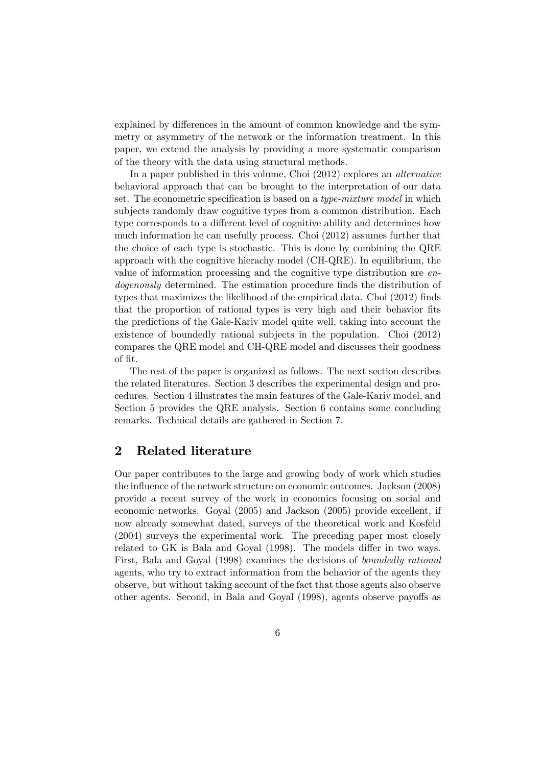explained by differences in the amount of common knowledge and the symmetry or asymmetry of the network or the information treatment. In this paper, we extend the analysis by providing a more systematic comparison of the theory with the data using structural methods.

In a paper published in this volume, Choi (2012) explores an *alternative* behavioral approach that can be brought to the interpretation of our data set. The econometric specification is based on a *type-mixture model* in which subjects randomly draw cognitive types from a common distribution. Each type corresponds to a different level of cognitive ability and determines how much information he can usefully process. Choi (2012) assumes further that the choice of each type is stochastic. This is done by combining the QRE approach with the cognitive hierachy model (CH-QRE). In equilibrium, the value of information processing and the cognitive type distribution are *endogenously* determined. The estimation procedure finds the distribution of types that maximizes the likelihood of the empirical data. Choi (2012) finds that the proportion of rational types is very high and their behavior fits the predictions of the Gale-Kariv model quite well, taking into account the existence of boundedly rational subjects in the population. Choi (2012) compares the QRE model and CH-QRE model and discusses their goodness of fit.

The rest of the paper is organized as follows. The next section describes the related literatures. Section 3 describes the experimental design and procedures. Section 4 illustrates the main features of the Gale-Kariv model, and Section 5 provides the QRE analysis. Section 6 contains some concluding remarks. Technical details are gathered in Section 7.

## 2 Related literature

Our paper contributes to the large and growing body of work which studies the influence of the network structure on economic outcomes. Jackson (2008) provide a recent survey of the work in economics focusing on social and economic networks. Goyal (2005) and Jackson (2005) provide excellent, if now already somewhat dated, surveys of the theoretical work and Kosfeld (2004) surveys the experimental work. The preceding paper most closely related to GK is Bala and Goyal (1998). The models differ in two ways. First, Bala and Goyal (1998) examines the decisions of *boundedly rational* agents, who try to extract information from the behavior of the agents they observe, but without taking account of the fact that those agents also observe other agents. Second, in Bala and Goyal (1998), agents observe payoffs as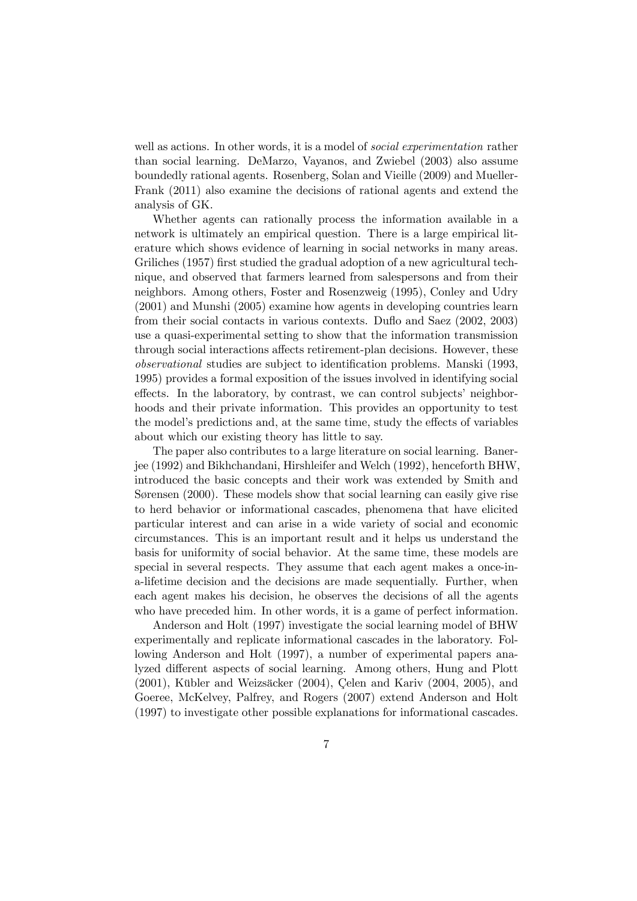well as actions. In other words, it is a model of *social experimentation* rather than social learning. DeMarzo, Vayanos, and Zwiebel (2003) also assume boundedly rational agents. Rosenberg, Solan and Vieille (2009) and Mueller-Frank (2011) also examine the decisions of rational agents and extend the analysis of GK.

Whether agents can rationally process the information available in a network is ultimately an empirical question. There is a large empirical literature which shows evidence of learning in social networks in many areas. Griliches (1957) first studied the gradual adoption of a new agricultural technique, and observed that farmers learned from salespersons and from their neighbors. Among others, Foster and Rosenzweig (1995), Conley and Udry (2001) and Munshi (2005) examine how agents in developing countries learn from their social contacts in various contexts. Duflo and Saez (2002, 2003) use a quasi-experimental setting to show that the information transmission through social interactions affects retirement-plan decisions. However, these *observational* studies are subject to identification problems. Manski (1993, 1995) provides a formal exposition of the issues involved in identifying social effects. In the laboratory, by contrast, we can control subjects' neighborhoods and their private information. This provides an opportunity to test the model's predictions and, at the same time, study the effects of variables about which our existing theory has little to say.

The paper also contributes to a large literature on social learning. Banerjee (1992) and Bikhchandani, Hirshleifer and Welch (1992), henceforth BHW, introduced the basic concepts and their work was extended by Smith and Sørensen (2000). These models show that social learning can easily give rise to herd behavior or informational cascades, phenomena that have elicited particular interest and can arise in a wide variety of social and economic circumstances. This is an important result and it helps us understand the basis for uniformity of social behavior. At the same time, these models are special in several respects. They assume that each agent makes a once-in-a-lifetime decision and the decisions are made sequentially. Further, when each agent makes his decision, he observes the decisions of all the agents who have preceded him. In other words, it is a game of perfect information.

Anderson and Holt (1997) investigate the social learning model of BHW experimentally and replicate informational cascades in the laboratory. Following Anderson and Holt (1997), a number of experimental papers analyzed different aspects of social learning. Among others, Hung and Plott (2001), Kübler and Weizsäcker (2004), Çelen and Kariv (2004, 2005), and Goeree, McKelvey, Palfrey, and Rogers (2007) extend Anderson and Holt (1997) to investigate other possible explanations for informational cascades.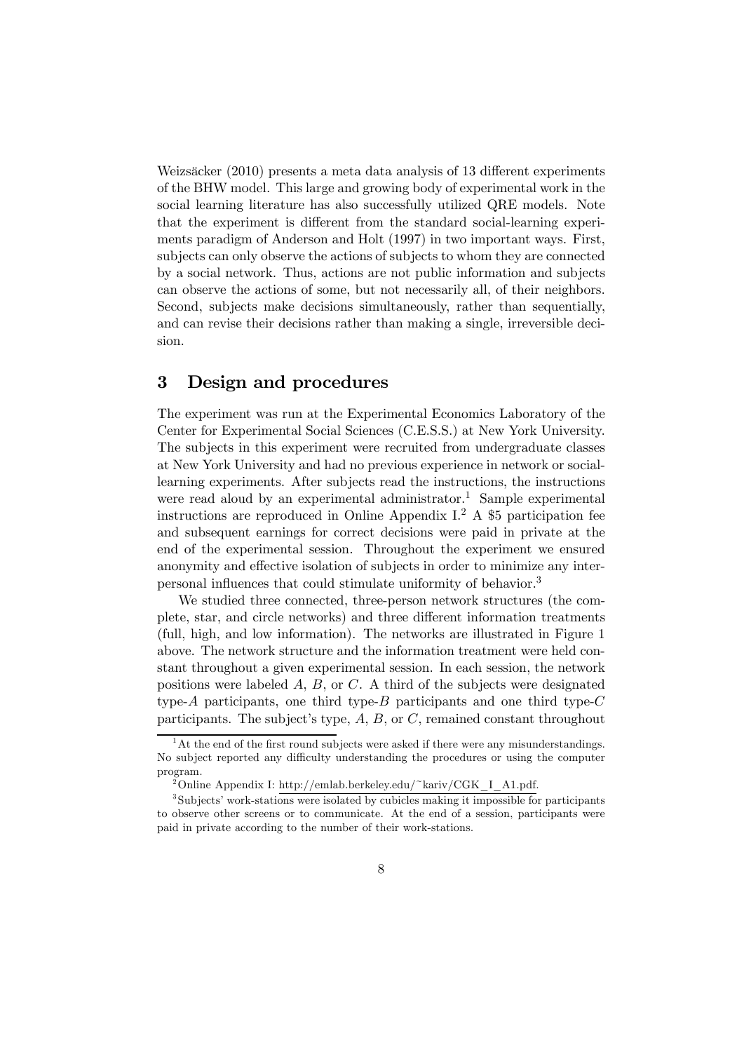Weizsäcker (2010) presents a meta data analysis of 13 different experiments of the BHW model. This large and growing body of experimental work in the social learning literature has also successfully utilized QRE models. Note that the experiment is different from the standard social-learning experiments paradigm of Anderson and Holt (1997) in two important ways. First, subjects can only observe the actions of subjects to whom they are connected by a social network. Thus, actions are not public information and subjects can observe the actions of some, but not necessarily all, of their neighbors. Second, subjects make decisions simultaneously, rather than sequentially, and can revise their decisions rather than making a single, irreversible decision.

## 3 Design and procedures

The experiment was run at the Experimental Economics Laboratory of the Center for Experimental Social Sciences (C.E.S.S.) at New York University. The subjects in this experiment were recruited from undergraduate classes at New York University and had no previous experience in network or social-learning experiments. After subjects read the instructions, the instructions were read aloud by an experimental administrator.[1] Sample experimental instructions are reproduced in Online Appendix I.[2] A \$5 participation fee and subsequent earnings for correct decisions were paid in private at the end of the experimental session. Throughout the experiment we ensured anonymity and effective isolation of subjects in order to minimize any interpersonal influences that could stimulate uniformity of behavior.[3]

We studied three connected, three-person network structures (the complete, star, and circle networks) and three different information treatments (full, high, and low information). The networks are illustrated in Figure 1 above. The network structure and the information treatment were held constant throughout a given experimental session. In each session, the network positions were labeled $A$, $B$, or $C$. A third of the subjects were designated type-$A$ participants, one third type-$B$ participants and one third type-$C$ participants. The subject's type, $A$, $B$, or $C$, remained constant throughout

---

[1] At the end of the first round subjects were asked if there were any misunderstandings. No subject reported any difficulty understanding the procedures or using the computer program.

[2] Online Appendix I: http://emlab.berkeley.edu/~kariv/CGK_I_A1.pdf.

[3] Subjects' work-stations were isolated by cubicles making it impossible for participants to observe other screens or to communicate. At the end of a session, participants were paid in private according to the number of their work-stations.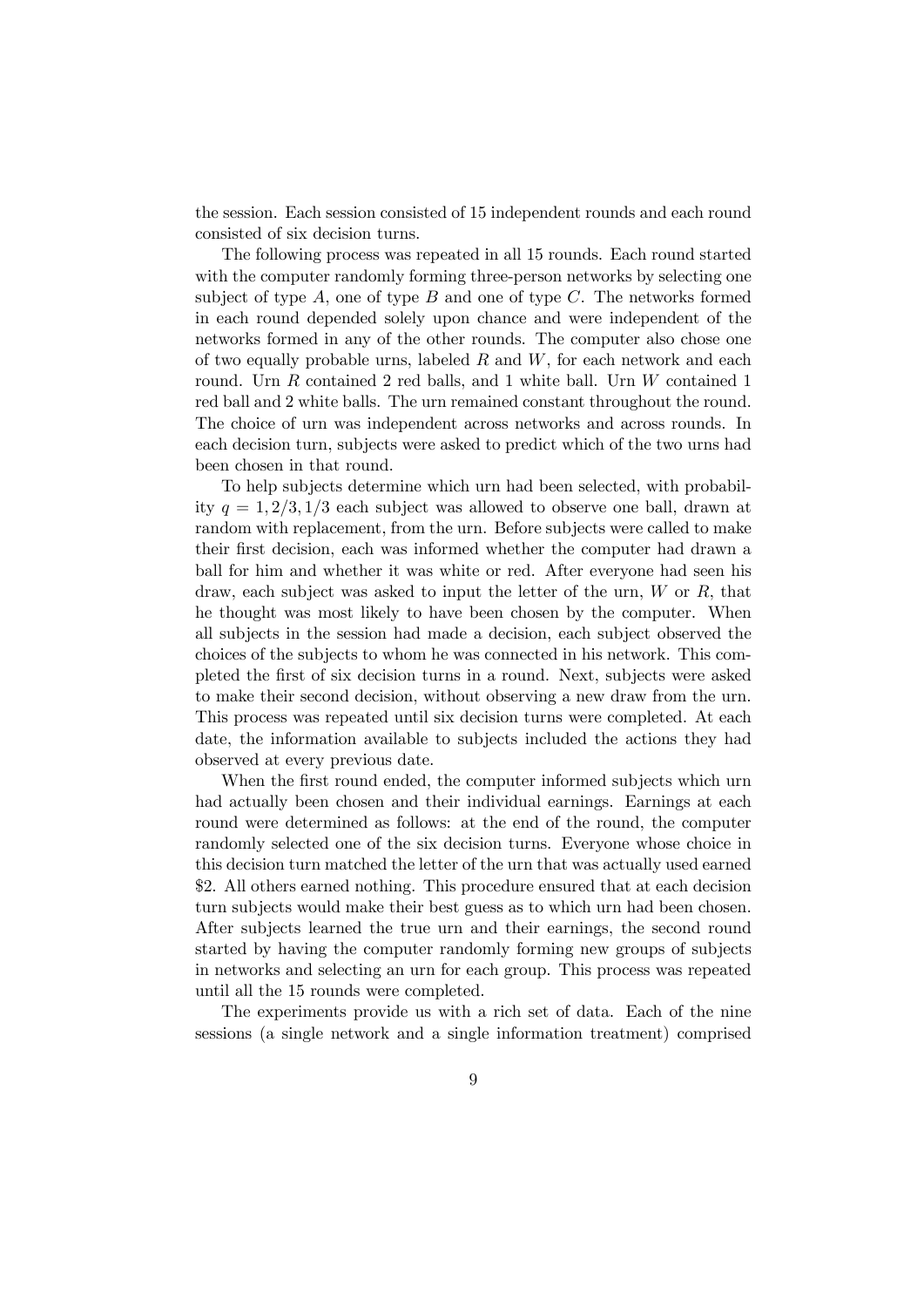the session. Each session consisted of 15 independent rounds and each round consisted of six decision turns.

The following process was repeated in all 15 rounds. Each round started with the computer randomly forming three-person networks by selecting one subject of type $A$, one of type $B$ and one of type $C$. The networks formed in each round depended solely upon chance and were independent of the networks formed in any of the other rounds. The computer also chose one of two equally probable urns, labeled $R$ and $W$, for each network and each round. Urn $R$ contained 2 red balls, and 1 white ball. Urn $W$ contained 1 red ball and 2 white balls. The urn remained constant throughout the round. The choice of urn was independent across networks and across rounds. In each decision turn, subjects were asked to predict which of the two urns had been chosen in that round.

To help subjects determine which urn had been selected, with probability $q = 1, 2/3, 1/3$ each subject was allowed to observe one ball, drawn at random with replacement, from the urn. Before subjects were called to make their first decision, each was informed whether the computer had drawn a ball for him and whether it was white or red. After everyone had seen his draw, each subject was asked to input the letter of the urn, $W$ or $R$, that he thought was most likely to have been chosen by the computer. When all subjects in the session had made a decision, each subject observed the choices of the subjects to whom he was connected in his network. This completed the first of six decision turns in a round. Next, subjects were asked to make their second decision, without observing a new draw from the urn. This process was repeated until six decision turns were completed. At each date, the information available to subjects included the actions they had observed at every previous date.

When the first round ended, the computer informed subjects which urn had actually been chosen and their individual earnings. Earnings at each round were determined as follows: at the end of the round, the computer randomly selected one of the six decision turns. Everyone whose choice in this decision turn matched the letter of the urn that was actually used earned \$2. All others earned nothing. This procedure ensured that at each decision turn subjects would make their best guess as to which urn had been chosen. After subjects learned the true urn and their earnings, the second round started by having the computer randomly forming new groups of subjects in networks and selecting an urn for each group. This process was repeated until all the 15 rounds were completed.

The experiments provide us with a rich set of data. Each of the nine sessions (a single network and a single information treatment) comprised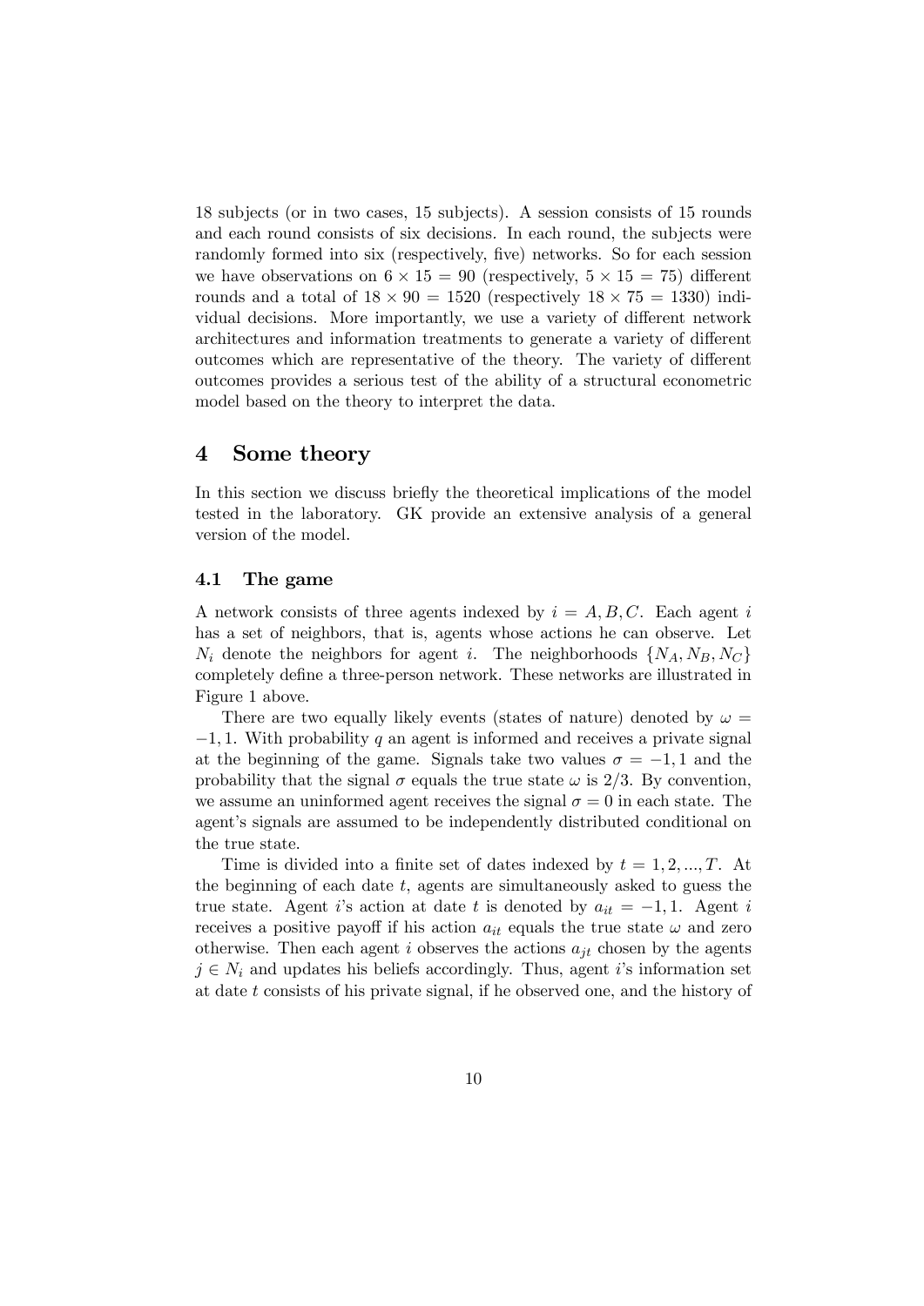18 subjects (or in two cases, 15 subjects). A session consists of 15 rounds and each round consists of six decisions. In each round, the subjects were randomly formed into six (respectively, five) networks. So for each session we have observations on $6 \times 15 = 90$ (respectively, $5 \times 15 = 75$) different rounds and a total of $18 \times 90 = 1520$ (respectively $18 \times 75 = 1330$) individual decisions. More importantly, we use a variety of different network architectures and information treatments to generate a variety of different outcomes which are representative of the theory. The variety of different outcomes provides a serious test of the ability of a structural econometric model based on the theory to interpret the data.

# 4 Some theory

In this section we discuss briefly the theoretical implications of the model tested in the laboratory. GK provide an extensive analysis of a general version of the model.

## 4.1 The game

A network consists of three agents indexed by $i = A, B, C$. Each agent $i$ has a set of neighbors, that is, agents whose actions he can observe. Let $N_i$ denote the neighbors for agent $i$. The neighborhoods $\{N_A, N_B, N_C\}$ completely define a three-person network. These networks are illustrated in Figure 1 above.

There are two equally likely events (states of nature) denoted by $\omega = -1, 1$. With probability $q$ an agent is informed and receives a private signal at the beginning of the game. Signals take two values $\sigma = -1, 1$ and the probability that the signal $\sigma$ equals the true state $\omega$ is $2/3$. By convention, we assume an uninformed agent receives the signal $\sigma = 0$ in each state. The agent's signals are assumed to be independently distributed conditional on the true state.

Time is divided into a finite set of dates indexed by $t = 1, 2, ..., T$. At the beginning of each date $t$, agents are simultaneously asked to guess the true state. Agent $i$'s action at date $t$ is denoted by $a_{it} = -1, 1$. Agent $i$ receives a positive payoff if his action $a_{it}$ equals the true state $\omega$ and zero otherwise. Then each agent $i$ observes the actions $a_{jt}$ chosen by the agents $j \in N_i$ and updates his beliefs accordingly. Thus, agent $i$'s information set at date $t$ consists of his private signal, if he observed one, and the history of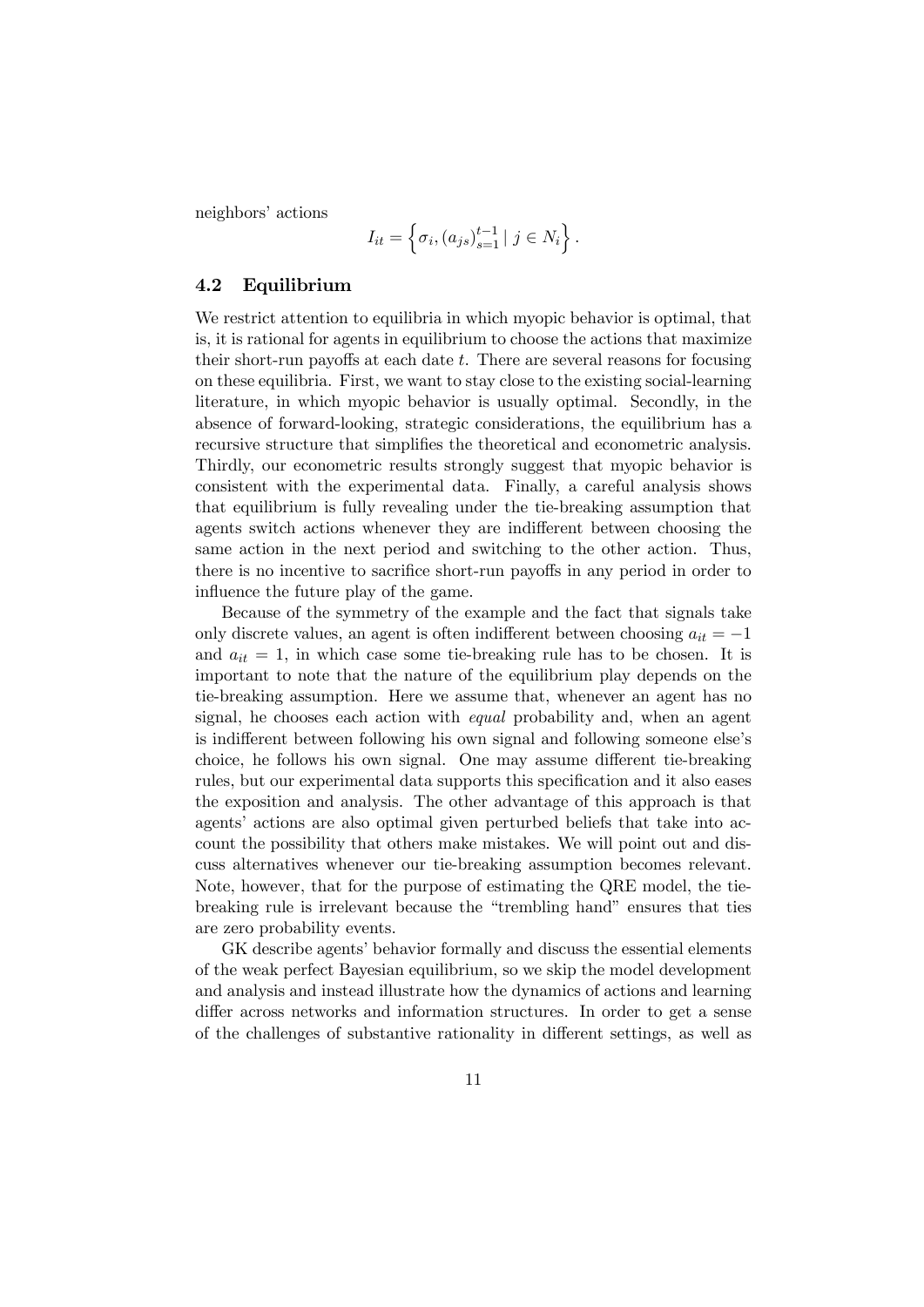neighbors' actions

$$I_{it} = \left\{ \sigma_i, (a_{js})_{s=1}^{t-1} \mid j \in N_i \right\}.$$

### 4.2 Equilibrium

We restrict attention to equilibria in which myopic behavior is optimal, that is, it is rational for agents in equilibrium to choose the actions that maximize their short-run payoffs at each date $t$. There are several reasons for focusing on these equilibria. First, we want to stay close to the existing social-learning literature, in which myopic behavior is usually optimal. Secondly, in the absence of forward-looking, strategic considerations, the equilibrium has a recursive structure that simplifies the theoretical and econometric analysis. Thirdly, our econometric results strongly suggest that myopic behavior is consistent with the experimental data. Finally, a careful analysis shows that equilibrium is fully revealing under the tie-breaking assumption that agents switch actions whenever they are indifferent between choosing the same action in the next period and switching to the other action. Thus, there is no incentive to sacrifice short-run payoffs in any period in order to influence the future play of the game.

Because of the symmetry of the example and the fact that signals take only discrete values, an agent is often indifferent between choosing $a_{it} = -1$ and $a_{it} = 1$, in which case some tie-breaking rule has to be chosen. It is important to note that the nature of the equilibrium play depends on the tie-breaking assumption. Here we assume that, whenever an agent has no signal, he chooses each action with *equal* probability and, when an agent is indifferent between following his own signal and following someone else's choice, he follows his own signal. One may assume different tie-breaking rules, but our experimental data supports this specification and it also eases the exposition and analysis. The other advantage of this approach is that agents' actions are also optimal given perturbed beliefs that take into account the possibility that others make mistakes. We will point out and discuss alternatives whenever our tie-breaking assumption becomes relevant. Note, however, that for the purpose of estimating the QRE model, the tie-breaking rule is irrelevant because the "trembling hand" ensures that ties are zero probability events.

GK describe agents' behavior formally and discuss the essential elements of the weak perfect Bayesian equilibrium, so we skip the model development and analysis and instead illustrate how the dynamics of actions and learning differ across networks and information structures. In order to get a sense of the challenges of substantive rationality in different settings, as well as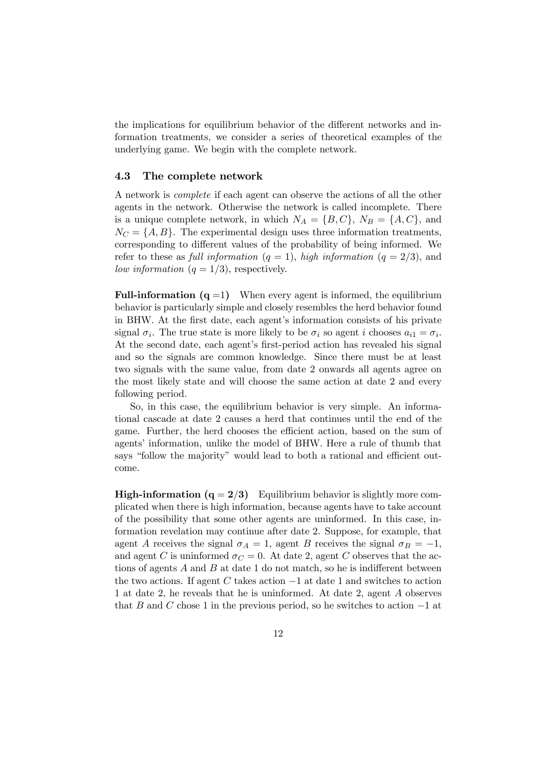the implications for equilibrium behavior of the different networks and information treatments, we consider a series of theoretical examples of the underlying game. We begin with the complete network.

### 4.3 The complete network

A network is *complete* if each agent can observe the actions of all the other agents in the network. Otherwise the network is called incomplete. There is a unique complete network, in which $N_A = \{B, C\}$, $N_B = \{A, C\}$, and $N_C = \{A, B\}$. The experimental design uses three information treatments, corresponding to different values of the probability of being informed. We refer to these as *full information* ($q = 1$), *high information* ($q = 2/3$), and *low information* ($q = 1/3$), respectively.

**Full-information ($\mathbf{q} = 1$)** When every agent is informed, the equilibrium behavior is particularly simple and closely resembles the herd behavior found in BHW. At the first date, each agent's information consists of his private signal $\sigma_i$. The true state is more likely to be $\sigma_i$ so agent $i$ chooses $a_{i1} = \sigma_i$. At the second date, each agent's first-period action has revealed his signal and so the signals are common knowledge. Since there must be at least two signals with the same value, from date 2 onwards all agents agree on the most likely state and will choose the same action at date 2 and every following period.

So, in this case, the equilibrium behavior is very simple. An informational cascade at date 2 causes a herd that continues until the end of the game. Further, the herd chooses the efficient action, based on the sum of agents' information, unlike the model of BHW. Here a rule of thumb that says "follow the majority" would lead to both a rational and efficient outcome.

**High-information ($\mathbf{q} = \mathbf{2/3}$)** Equilibrium behavior is slightly more complicated when there is high information, because agents have to take account of the possibility that some other agents are uninformed. In this case, information revelation may continue after date 2. Suppose, for example, that agent $A$ receives the signal $\sigma_A = 1$, agent $B$ receives the signal $\sigma_B = -1$, and agent $C$ is uninformed $\sigma_C = 0$. At date 2, agent $C$ observes that the actions of agents $A$ and $B$ at date 1 do not match, so he is indifferent between the two actions. If agent $C$ takes action $-1$ at date 1 and switches to action 1 at date 2, he reveals that he is uninformed. At date 2, agent $A$ observes that $B$ and $C$ chose 1 in the previous period, so he switches to action $-1$ at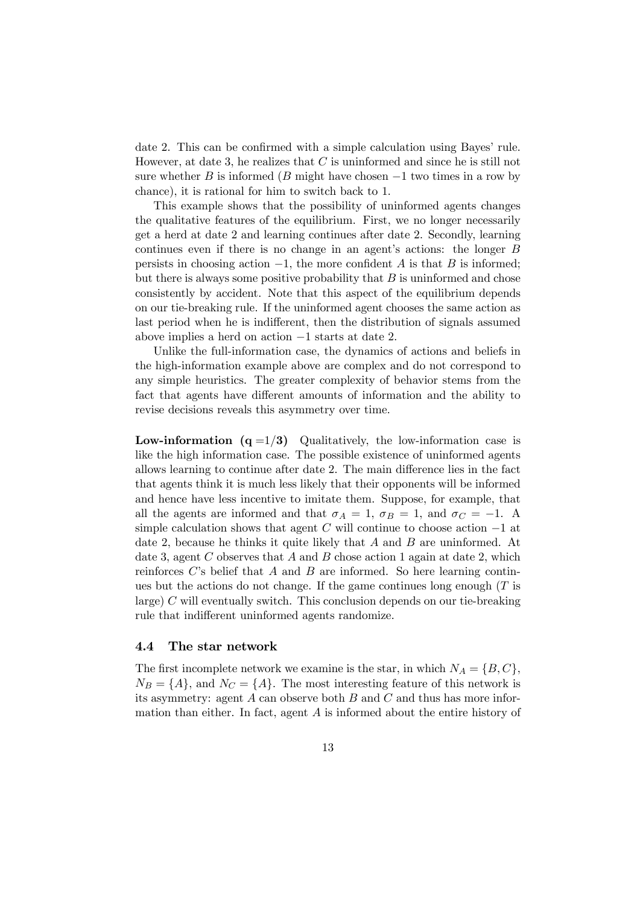date 2. This can be confirmed with a simple calculation using Bayes' rule. However, at date 3, he realizes that $C$ is uninformed and since he is still not sure whether $B$ is informed ($B$ might have chosen $-1$ two times in a row by chance), it is rational for him to switch back to 1.

This example shows that the possibility of uninformed agents changes the qualitative features of the equilibrium. First, we no longer necessarily get a herd at date 2 and learning continues after date 2. Secondly, learning continues even if there is no change in an agent's actions: the longer $B$ persists in choosing action $-1$, the more confident $A$ is that $B$ is informed; but there is always some positive probability that $B$ is uninformed and chose consistently by accident. Note that this aspect of the equilibrium depends on our tie-breaking rule. If the uninformed agent chooses the same action as last period when he is indifferent, then the distribution of signals assumed above implies a herd on action $-1$ starts at date 2.

Unlike the full-information case, the dynamics of actions and beliefs in the high-information example above are complex and do not correspond to any simple heuristics. The greater complexity of behavior stems from the fact that agents have different amounts of information and the ability to revise decisions reveals this asymmetry over time.

**Low-information ($\mathbf{q} = 1/3$)** Qualitatively, the low-information case is like the high information case. The possible existence of uninformed agents allows learning to continue after date 2. The main difference lies in the fact that agents think it is much less likely that their opponents will be informed and hence have less incentive to imitate them. Suppose, for example, that all the agents are informed and that $\sigma_A = 1$, $\sigma_B = 1$, and $\sigma_C = -1$. A simple calculation shows that agent $C$ will continue to choose action $-1$ at date 2, because he thinks it quite likely that $A$ and $B$ are uninformed. At date 3, agent $C$ observes that $A$ and $B$ chose action 1 again at date 2, which reinforces $C$'s belief that $A$ and $B$ are informed. So here learning continues but the actions do not change. If the game continues long enough ($T$ is large) $C$ will eventually switch. This conclusion depends on our tie-breaking rule that indifferent uninformed agents randomize.

### 4.4 The star network

The first incomplete network we examine is the star, in which $N_A = \{B, C\}$, $N_B = \{A\}$, and $N_C = \{A\}$. The most interesting feature of this network is its asymmetry: agent $A$ can observe both $B$ and $C$ and thus has more information than either. In fact, agent $A$ is informed about the entire history of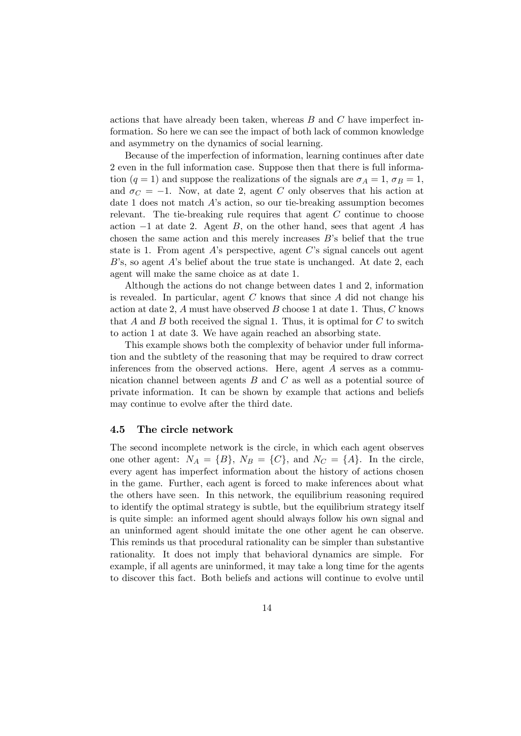actions that have already been taken, whereas $B$ and $C$ have imperfect information. So here we can see the impact of both lack of common knowledge and asymmetry on the dynamics of social learning.

Because of the imperfection of information, learning continues after date 2 even in the full information case. Suppose then that there is full information ($q = 1$) and suppose the realizations of the signals are $\sigma_A = 1$, $\sigma_B = 1$, and $\sigma_C = -1$. Now, at date 2, agent $C$ only observes that his action at date 1 does not match $A$'s action, so our tie-breaking assumption becomes relevant. The tie-breaking rule requires that agent $C$ continue to choose action $-1$ at date 2. Agent $B$, on the other hand, sees that agent $A$ has chosen the same action and this merely increases $B$'s belief that the true state is 1. From agent $A$'s perspective, agent $C$'s signal cancels out agent $B$'s, so agent $A$'s belief about the true state is unchanged. At date 2, each agent will make the same choice as at date 1.

Although the actions do not change between dates 1 and 2, information is revealed. In particular, agent $C$ knows that since $A$ did not change his action at date 2, $A$ must have observed $B$ choose 1 at date 1. Thus, $C$ knows that $A$ and $B$ both received the signal 1. Thus, it is optimal for $C$ to switch to action 1 at date 3. We have again reached an absorbing state.

This example shows both the complexity of behavior under full information and the subtlety of the reasoning that may be required to draw correct inferences from the observed actions. Here, agent $A$ serves as a communication channel between agents $B$ and $C$ as well as a potential source of private information. It can be shown by example that actions and beliefs may continue to evolve after the third date.

### 4.5 The circle network

The second incomplete network is the circle, in which each agent observes one other agent: $N_A = \{B\}$, $N_B = \{C\}$, and $N_C = \{A\}$. In the circle, every agent has imperfect information about the history of actions chosen in the game. Further, each agent is forced to make inferences about what the others have seen. In this network, the equilibrium reasoning required to identify the optimal strategy is subtle, but the equilibrium strategy itself is quite simple: an informed agent should always follow his own signal and an uninformed agent should imitate the one other agent he can observe. This reminds us that procedural rationality can be simpler than substantive rationality. It does not imply that behavioral dynamics are simple. For example, if all agents are uninformed, it may take a long time for the agents to discover this fact. Both beliefs and actions will continue to evolve until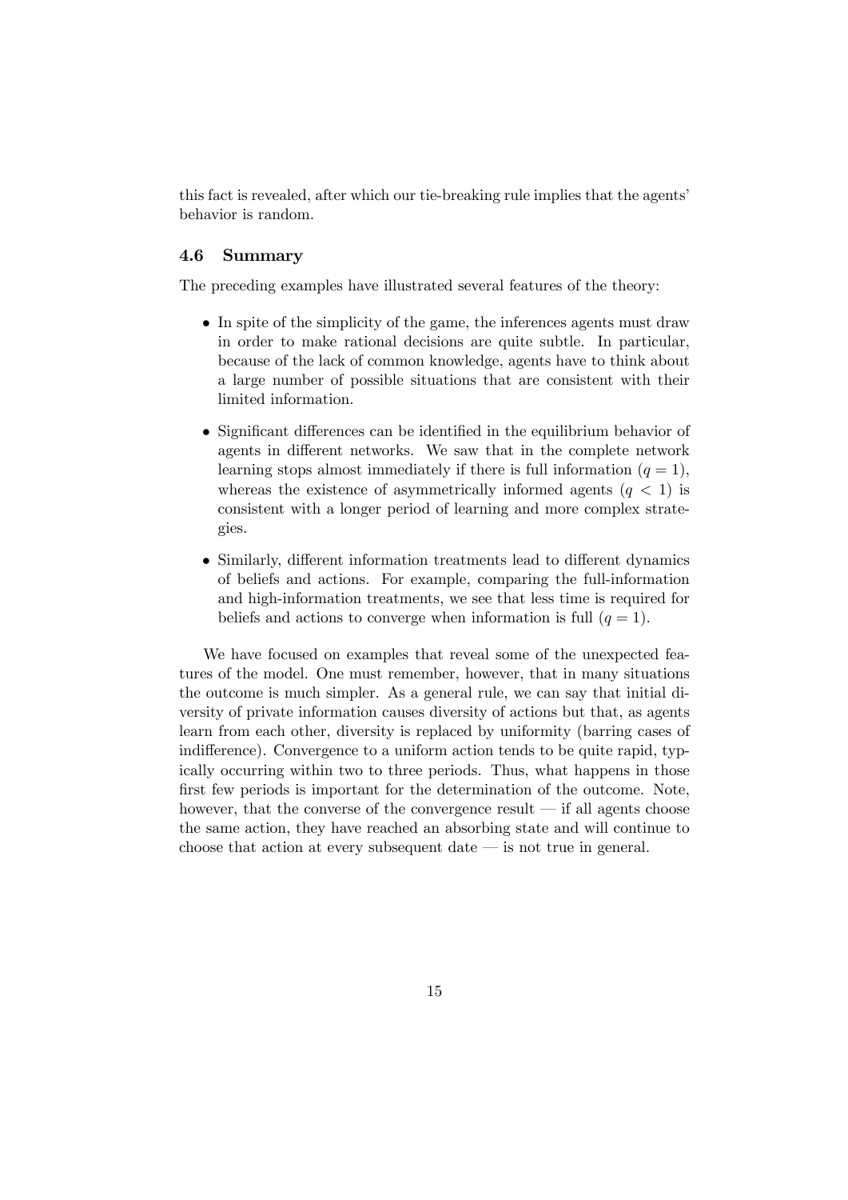this fact is revealed, after which our tie-breaking rule implies that the agents' behavior is random.

### 4.6 Summary

The preceding examples have illustrated several features of the theory:

- In spite of the simplicity of the game, the inferences agents must draw in order to make rational decisions are quite subtle. In particular, because of the lack of common knowledge, agents have to think about a large number of possible situations that are consistent with their limited information.
- Significant differences can be identified in the equilibrium behavior of agents in different networks. We saw that in the complete network learning stops almost immediately if there is full information ($q = 1$), whereas the existence of asymmetrically informed agents ($q < 1$) is consistent with a longer period of learning and more complex strategies.
- Similarly, different information treatments lead to different dynamics of beliefs and actions. For example, comparing the full-information and high-information treatments, we see that less time is required for beliefs and actions to converge when information is full ($q = 1$).

We have focused on examples that reveal some of the unexpected features of the model. One must remember, however, that in many situations the outcome is much simpler. As a general rule, we can say that initial diversity of private information causes diversity of actions but that, as agents learn from each other, diversity is replaced by uniformity (barring cases of indifference). Convergence to a uniform action tends to be quite rapid, typically occurring within two to three periods. Thus, what happens in those first few periods is important for the determination of the outcome. Note, however, that the converse of the convergence result — if all agents choose the same action, they have reached an absorbing state and will continue to choose that action at every subsequent date — is not true in general.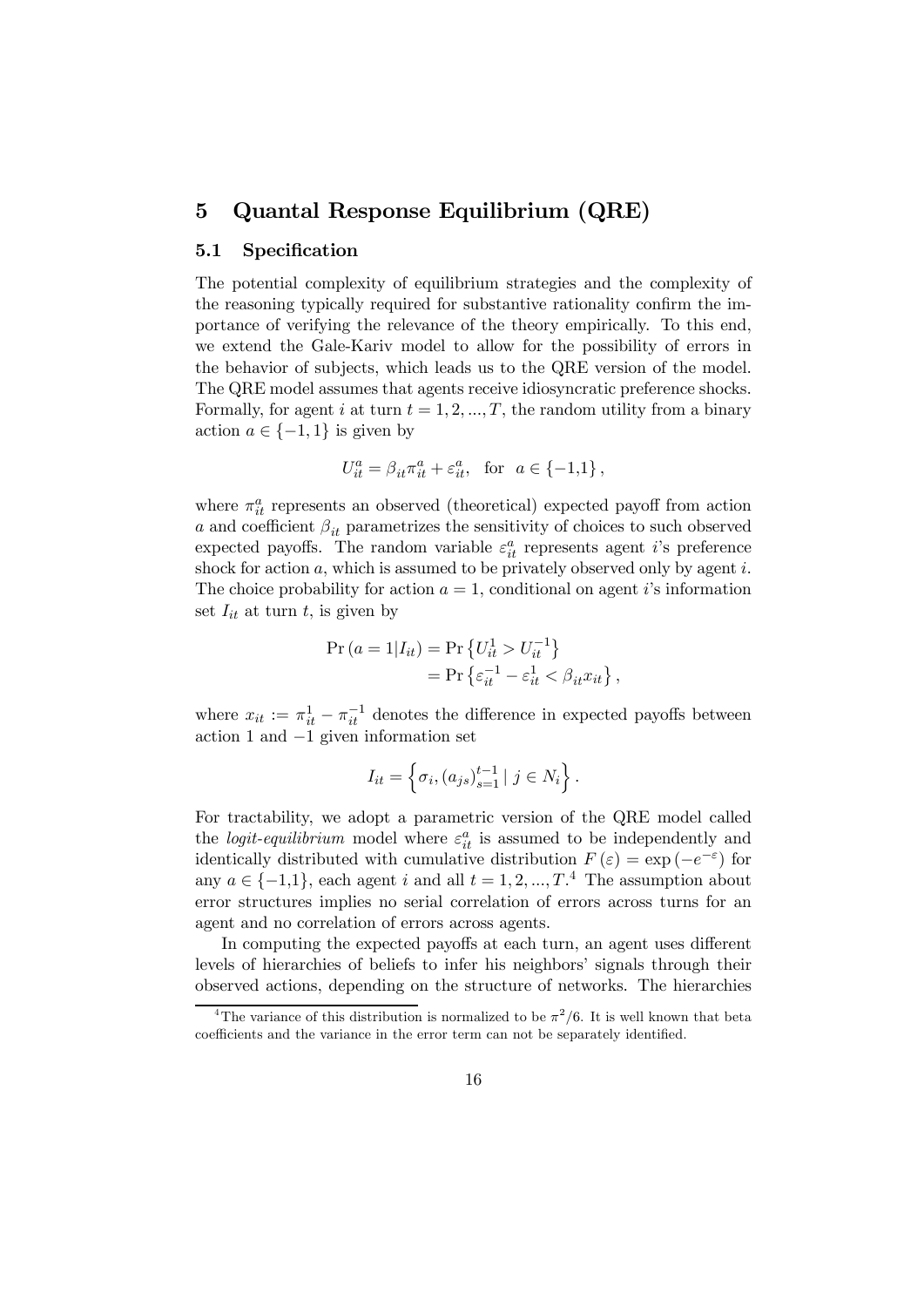# 5 Quantal Response Equilibrium (QRE)

## 5.1 Specification

The potential complexity of equilibrium strategies and the complexity of the reasoning typically required for substantive rationality confirm the importance of verifying the relevance of the theory empirically. To this end, we extend the Gale-Kariv model to allow for the possibility of errors in the behavior of subjects, which leads us to the QRE version of the model. The QRE model assumes that agents receive idiosyncratic preference shocks. Formally, for agent $i$ at turn $t = 1, 2, ..., T$, the random utility from a binary action $a \in \{-1, 1\}$ is given by

$$U_{it}^a = \beta_{it}\pi_{it}^a + \varepsilon_{it}^a, \quad \text{for} \quad a \in \{-1,1\},$$

where $\pi_{it}^a$ represents an observed (theoretical) expected payoff from action $a$ and coefficient $\beta_{it}$ parametrizes the sensitivity of choices to such observed expected payoffs. The random variable $\varepsilon_{it}^a$ represents agent $i$'s preference shock for action $a$, which is assumed to be privately observed only by agent $i$. The choice probability for action $a = 1$, conditional on agent $i$'s information set $I_{it}$ at turn $t$, is given by

$$\begin{aligned} \Pr(a = 1 | I_{it}) &= \Pr\left\{U_{it}^1 > U_{it}^{-1}\right\} \\ &= \Pr\left\{\varepsilon_{it}^{-1} - \varepsilon_{it}^1 < \beta_{it} x_{it}\right\}, \end{aligned}$$

where $x_{it} := \pi_{it}^1 - \pi_{it}^{-1}$ denotes the difference in expected payoffs between action 1 and $-1$ given information set

$$I_{it} = \left\{\sigma_i, (a_{js})_{s=1}^{t-1} \mid j \in N_i\right\}.$$

For tractability, we adopt a parametric version of the QRE model called the *logit-equilibrium* model where $\varepsilon_{it}^a$ is assumed to be independently and identically distributed with cumulative distribution $F(\varepsilon) = \exp(-e^{-\varepsilon})$ for any $a \in \{-1,1\}$, each agent $i$ and all $t = 1, 2, ..., T$.[4] The assumption about error structures implies no serial correlation of errors across turns for an agent and no correlation of errors across agents.

In computing the expected payoffs at each turn, an agent uses different levels of hierarchies of beliefs to infer his neighbors' signals through their observed actions, depending on the structure of networks. The hierarchies

[4] The variance of this distribution is normalized to be $\pi^2/6$. It is well known that beta coefficients and the variance in the error term can not be separately identified.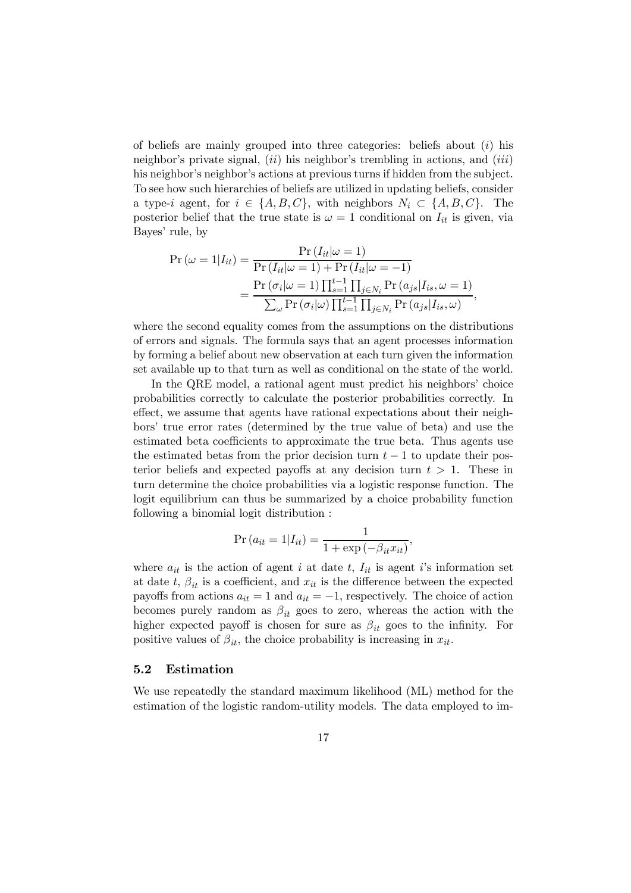of beliefs are mainly grouped into three categories: beliefs about (*i*) his neighbor's private signal, (*ii*) his neighbor's trembling in actions, and (*iii*) his neighbor's neighbor's actions at previous turns if hidden from the subject. To see how such hierarchies of beliefs are utilized in updating beliefs, consider a type-$i$ agent, for $i \in \{A, B, C\}$, with neighbors $N_i \subset \{A, B, C\}$. The posterior belief that the true state is $\omega = 1$ conditional on $I_{it}$ is given, via Bayes' rule, by

$$\begin{aligned}
\Pr(\omega = 1 | I_{it}) &= \frac{\Pr(I_{it}|\omega = 1)}{\Pr(I_{it}|\omega = 1) + \Pr(I_{it}|\omega = -1)} \\
&= \frac{\Pr(\sigma_i|\omega = 1) \prod_{s=1}^{t-1} \prod_{j \in N_i} \Pr(a_{js}|I_{is}, \omega = 1)}{\sum_{\omega} \Pr(\sigma_i|\omega) \prod_{s=1}^{t-1} \prod_{j \in N_i} \Pr(a_{js}|I_{is}, \omega)},
\end{aligned}$$

where the second equality comes from the assumptions on the distributions of errors and signals. The formula says that an agent processes information by forming a belief about new observation at each turn given the information set available up to that turn as well as conditional on the state of the world.

In the QRE model, a rational agent must predict his neighbors' choice probabilities correctly to calculate the posterior probabilities correctly. In effect, we assume that agents have rational expectations about their neighbors' true error rates (determined by the true value of beta) and use the estimated beta coefficients to approximate the true beta. Thus agents use the estimated betas from the prior decision turn $t-1$ to update their posterior beliefs and expected payoffs at any decision turn $t > 1$. These in turn determine the choice probabilities via a logistic response function. The logit equilibrium can thus be summarized by a choice probability function following a binomial logit distribution :

$$\Pr(a_{it} = 1 | I_{it}) = \frac{1}{1 + \exp(-\beta_{it} x_{it})},$$

where $a_{it}$ is the action of agent $i$ at date $t$, $I_{it}$ is agent $i$'s information set at date $t$, $\beta_{it}$ is a coefficient, and $x_{it}$ is the difference between the expected payoffs from actions $a_{it} = 1$ and $a_{it} = -1$, respectively. The choice of action becomes purely random as $\beta_{it}$ goes to zero, whereas the action with the higher expected payoff is chosen for sure as $\beta_{it}$ goes to the infinity. For positive values of $\beta_{it}$, the choice probability is increasing in $x_{it}$.

### 5.2 Estimation

We use repeatedly the standard maximum likelihood (ML) method for the estimation of the logistic random-utility models. The data employed to im-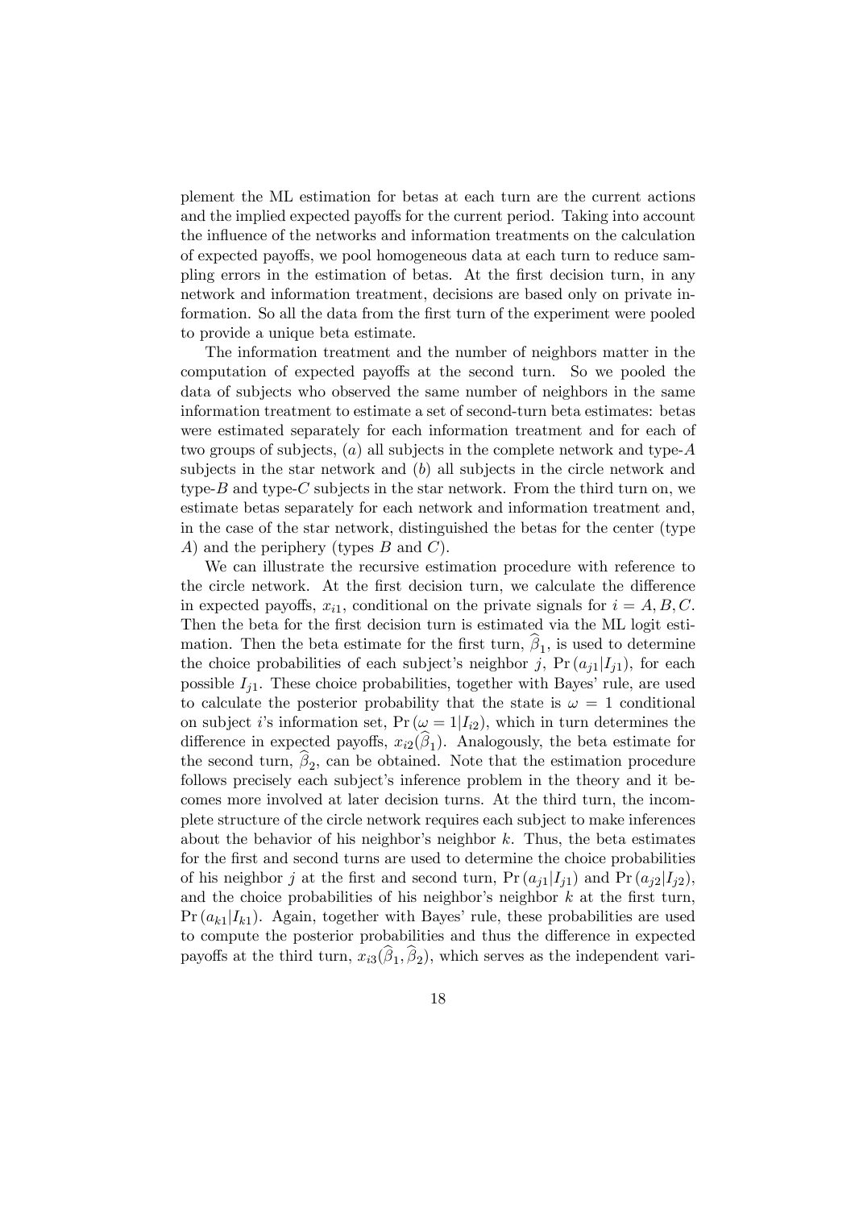plement the ML estimation for betas at each turn are the current actions and the implied expected payoffs for the current period. Taking into account the influence of the networks and information treatments on the calculation of expected payoffs, we pool homogeneous data at each turn to reduce sampling errors in the estimation of betas. At the first decision turn, in any network and information treatment, decisions are based only on private information. So all the data from the first turn of the experiment were pooled to provide a unique beta estimate.

The information treatment and the number of neighbors matter in the computation of expected payoffs at the second turn. So we pooled the data of subjects who observed the same number of neighbors in the same information treatment to estimate a set of second-turn beta estimates: betas were estimated separately for each information treatment and for each of two groups of subjects, $(a)$ all subjects in the complete network and type-$A$ subjects in the star network and $(b)$ all subjects in the circle network and type-$B$ and type-$C$ subjects in the star network. From the third turn on, we estimate betas separately for each network and information treatment and, in the case of the star network, distinguished the betas for the center (type $A$) and the periphery (types $B$ and $C$).

We can illustrate the recursive estimation procedure with reference to the circle network. At the first decision turn, we calculate the difference in expected payoffs, $x_{i1}$, conditional on the private signals for $i = A, B, C$. Then the beta for the first decision turn is estimated via the ML logit estimation. Then the beta estimate for the first turn, $\widehat{\beta}_1$, is used to determine the choice probabilities of each subject's neighbor $j$, $\Pr(a_{j1}|I_{j1})$, for each possible $I_{j1}$. These choice probabilities, together with Bayes' rule, are used to calculate the posterior probability that the state is $\omega = 1$ conditional on subject $i$'s information set, $\Pr(\omega = 1|I_{i2})$, which in turn determines the difference in expected payoffs, $x_{i2}(\widehat{\beta}_1)$. Analogously, the beta estimate for the second turn, $\widehat{\beta}_2$, can be obtained. Note that the estimation procedure follows precisely each subject's inference problem in the theory and it becomes more involved at later decision turns. At the third turn, the incomplete structure of the circle network requires each subject to make inferences about the behavior of his neighbor's neighbor $k$. Thus, the beta estimates for the first and second turns are used to determine the choice probabilities of his neighbor $j$ at the first and second turn, $\Pr(a_{j1}|I_{j1})$ and $\Pr(a_{j2}|I_{j2})$, and the choice probabilities of his neighbor's neighbor $k$ at the first turn, $\Pr(a_{k1}|I_{k1})$. Again, together with Bayes' rule, these probabilities are used to compute the posterior probabilities and thus the difference in expected payoffs at the third turn, $x_{i3}(\widehat{\beta}_1, \widehat{\beta}_2)$, which serves as the independent vari-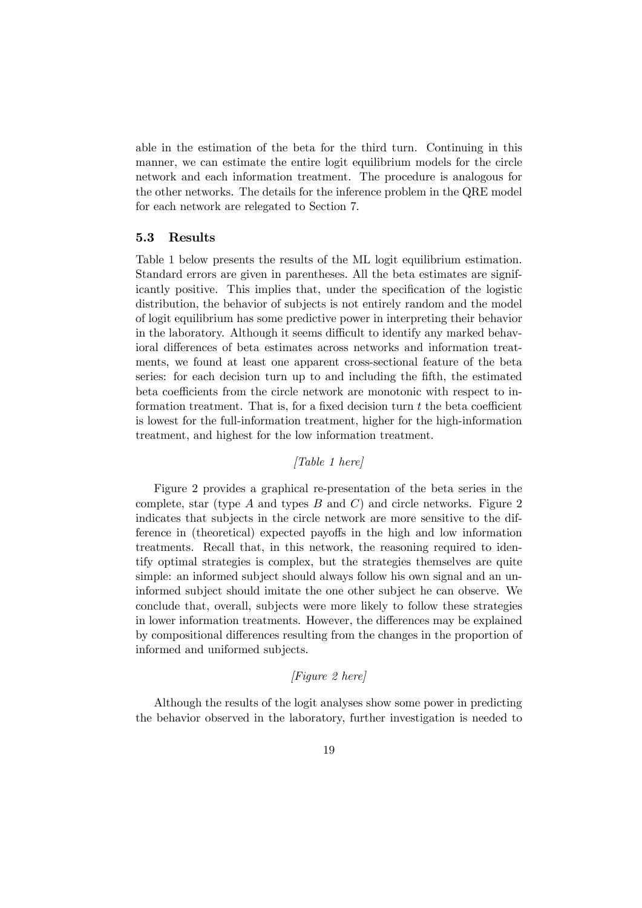able in the estimation of the beta for the third turn. Continuing in this manner, we can estimate the entire logit equilibrium models for the circle network and each information treatment. The procedure is analogous for the other networks. The details for the inference problem in the QRE model for each network are relegated to Section 7.

### 5.3 Results

Table 1 below presents the results of the ML logit equilibrium estimation. Standard errors are given in parentheses. All the beta estimates are significantly positive. This implies that, under the specification of the logistic distribution, the behavior of subjects is not entirely random and the model of logit equilibrium has some predictive power in interpreting their behavior in the laboratory. Although it seems difficult to identify any marked behavioral differences of beta estimates across networks and information treatments, we found at least one apparent cross-sectional feature of the beta series: for each decision turn up to and including the fifth, the estimated beta coefficients from the circle network are monotonic with respect to information treatment. That is, for a fixed decision turn $t$ the beta coefficient is lowest for the full-information treatment, higher for the high-information treatment, and highest for the low information treatment.

*[Table 1 here]*

Figure 2 provides a graphical re-presentation of the beta series in the complete, star (type $A$ and types $B$ and $C$) and circle networks. Figure 2 indicates that subjects in the circle network are more sensitive to the difference in (theoretical) expected payoffs in the high and low information treatments. Recall that, in this network, the reasoning required to identify optimal strategies is complex, but the strategies themselves are quite simple: an informed subject should always follow his own signal and an uninformed subject should imitate the one other subject he can observe. We conclude that, overall, subjects were more likely to follow these strategies in lower information treatments. However, the differences may be explained by compositional differences resulting from the changes in the proportion of informed and uniformed subjects.

*[Figure 2 here]*

Although the results of the logit analyses show some power in predicting the behavior observed in the laboratory, further investigation is needed to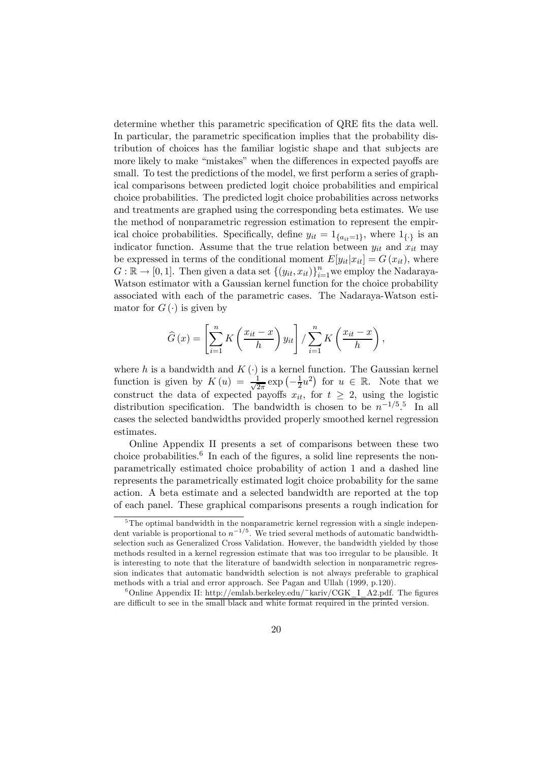determine whether this parametric specification of QRE fits the data well. In particular, the parametric specification implies that the probability distribution of choices has the familiar logistic shape and that subjects are more likely to make "mistakes" when the differences in expected payoffs are small. To test the predictions of the model, we first perform a series of graphical comparisons between predicted logit choice probabilities and empirical choice probabilities. The predicted logit choice probabilities across networks and treatments are graphed using the corresponding beta estimates. We use the method of nonparametric regression estimation to represent the empirical choice probabilities. Specifically, define $y_{it} = 1_{\{a_{it}=1\}}$, where $1_{\{\cdot\}}$ is an indicator function. Assume that the true relation between $y_{it}$ and $x_{it}$ may be expressed in terms of the conditional moment $E[y_{it}|x_{it}] = G(x_{it})$, where $G : \mathbb{R} \to [0,1]$. Then given a data set $\{(y_{it}, x_{it})\}_{i=1}^{n}$ we employ the Nadaraya-Watson estimator with a Gaussian kernel function for the choice probability associated with each of the parametric cases. The Nadaraya-Watson estimator for $G(\cdot)$ is given by

$$\widehat{G}(x) = \left[\sum_{i=1}^{n} K\left(\frac{x_{it} - x}{h}\right) y_{it}\right] / \sum_{i=1}^{n} K\left(\frac{x_{it} - x}{h}\right),$$

where $h$ is a bandwidth and $K(\cdot)$ is a kernel function. The Gaussian kernel function is given by $K(u) = \frac{1}{\sqrt{2\pi}} \exp\left(-\frac{1}{2}u^2\right)$ for $u \in \mathbb{R}$. Note that we construct the data of expected payoffs $x_{it}$, for $t \geq 2$, using the logistic distribution specification. The bandwidth is chosen to be $n^{-1/5}$.[5] In all cases the selected bandwidths provided properly smoothed kernel regression estimates.

Online Appendix II presents a set of comparisons between these two choice probabilities.[6] In each of the figures, a solid line represents the nonparametrically estimated choice probability of action 1 and a dashed line represents the parametrically estimated logit choice probability for the same action. A beta estimate and a selected bandwidth are reported at the top of each panel. These graphical comparisons presents a rough indication for

---

[5] The optimal bandwidth in the nonparametric kernel regression with a single independent variable is proportional to $n^{-1/5}$. We tried several methods of automatic bandwidth-selection such as Generalized Cross Validation. However, the bandwidth yielded by those methods resulted in a kernel regression estimate that was too irregular to be plausible. It is interesting to note that the literature of bandwidth selection in nonparametric regression indicates that automatic bandwidth selection is not always preferable to graphical methods with a trial and error approach. See Pagan and Ullah (1999, p.120).

[6] Online Appendix II: http://emlab.berkeley.edu/~kariv/CGK_I_A2.pdf. The figures are difficult to see in the small black and white format required in the printed version.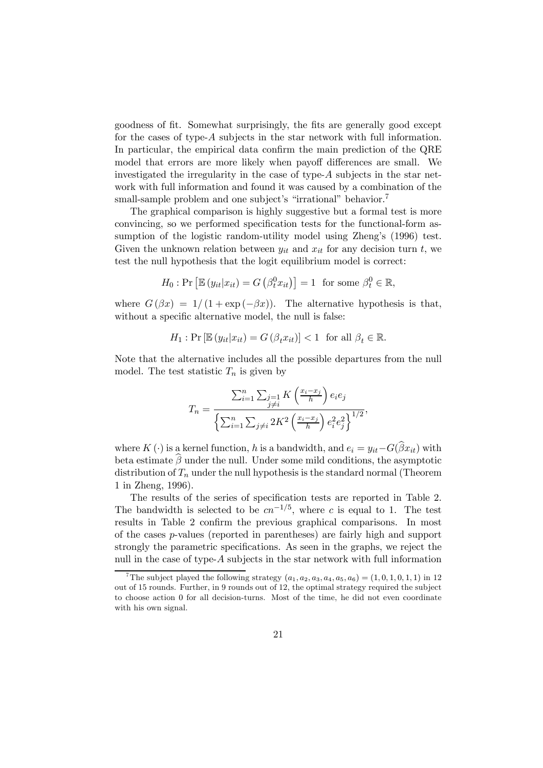goodness of fit. Somewhat surprisingly, the fits are generally good except for the cases of type-$A$ subjects in the star network with full information. In particular, the empirical data confirm the main prediction of the QRE model that errors are more likely when payoff differences are small. We investigated the irregularity in the case of type-$A$ subjects in the star network with full information and found it was caused by a combination of the small-sample problem and one subject's "irrational" behavior.[7]

The graphical comparison is highly suggestive but a formal test is more convincing, so we performed specification tests for the functional-form assumption of the logistic random-utility model using Zheng's (1996) test. Given the unknown relation between $y_{it}$ and $x_{it}$ for any decision turn $t$, we test the null hypothesis that the logit equilibrium model is correct:

$$H_0 : \Pr\left[\mathbb{E}\left(y_{it}|x_{it}\right) = G\left(\beta_t^0 x_{it}\right)\right] = 1 \text{ for some } \beta_t^0 \in \mathbb{R},$$

where $G(\beta x) = 1/\left(1 + \exp\left(-\beta x\right)\right)$. The alternative hypothesis is that, without a specific alternative model, the null is false:

$$H_1 : \Pr\left[\mathbb{E}\left(y_{it}|x_{it}\right) = G\left(\beta_t x_{it}\right)\right] < 1 \text{ for all } \beta_t \in \mathbb{R}.$$

Note that the alternative includes all the possible departures from the null model. The test statistic $T_n$ is given by

$$T_n = \frac{\sum_{i=1}^{n} \sum_{\substack{j=1 \\ j \neq i}} K\left(\frac{x_i - x_j}{h}\right) e_i e_j}{\left\{\sum_{i=1}^{n} \sum_{j \neq i} 2K^2\left(\frac{x_i - x_j}{h}\right) e_i^2 e_j^2\right\}^{1/2}},$$

where $K(\cdot)$ is a kernel function, $h$ is a bandwidth, and $e_i = y_{it} - G(\widehat{\beta} x_{it})$ with beta estimate $\widehat{\beta}$ under the null. Under some mild conditions, the asymptotic distribution of $T_n$ under the null hypothesis is the standard normal (Theorem 1 in Zheng, 1996).

The results of the series of specification tests are reported in Table 2. The bandwidth is selected to be $cn^{-1/5}$, where $c$ is equal to 1. The test results in Table 2 confirm the previous graphical comparisons. In most of the cases $p$-values (reported in parentheses) are fairly high and support strongly the parametric specifications. As seen in the graphs, we reject the null in the case of type-$A$ subjects in the star network with full information

[7] The subject played the following strategy $(a_1, a_2, a_3, a_4, a_5, a_6) = (1, 0, 1, 0, 1, 1)$ in 12 out of 15 rounds. Further, in 9 rounds out of 12, the optimal strategy required the subject to choose action 0 for all decision-turns. Most of the time, he did not even coordinate with his own signal.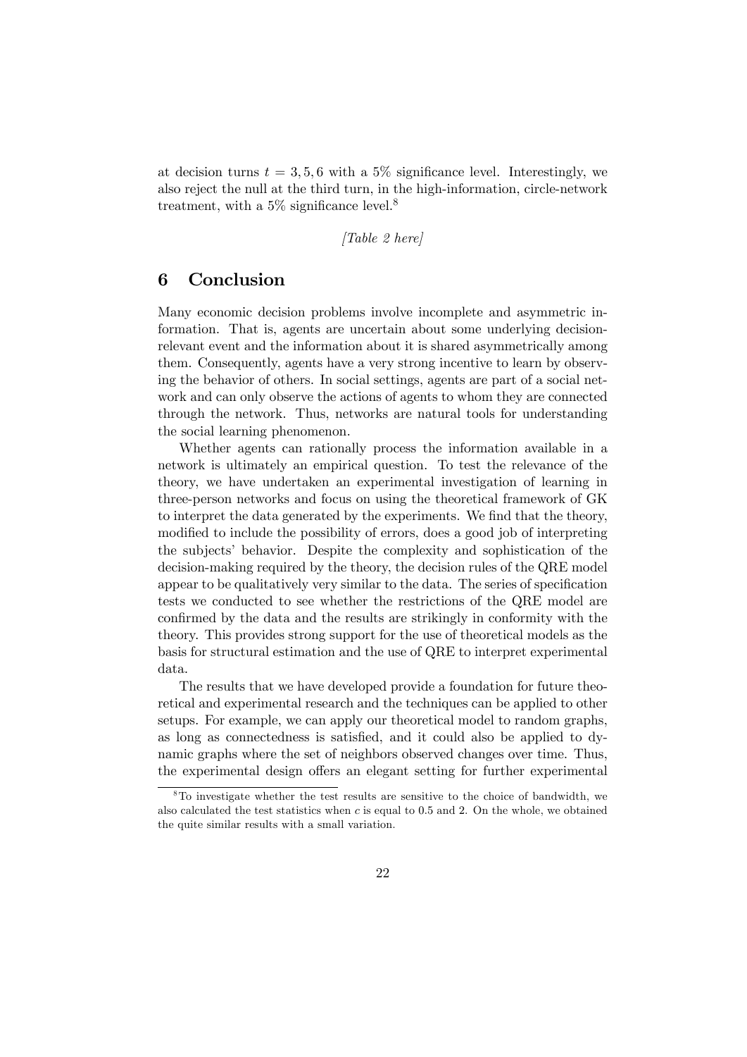at decision turns $t = 3, 5, 6$ with a 5% significance level. Interestingly, we also reject the null at the third turn, in the high-information, circle-network treatment, with a 5% significance level.[8]

*[Table 2 here]*

# 6 Conclusion

Many economic decision problems involve incomplete and asymmetric information. That is, agents are uncertain about some underlying decision-relevant event and the information about it is shared asymmetrically among them. Consequently, agents have a very strong incentive to learn by observing the behavior of others. In social settings, agents are part of a social network and can only observe the actions of agents to whom they are connected through the network. Thus, networks are natural tools for understanding the social learning phenomenon.

Whether agents can rationally process the information available in a network is ultimately an empirical question. To test the relevance of the theory, we have undertaken an experimental investigation of learning in three-person networks and focus on using the theoretical framework of GK to interpret the data generated by the experiments. We find that the theory, modified to include the possibility of errors, does a good job of interpreting the subjects' behavior. Despite the complexity and sophistication of the decision-making required by the theory, the decision rules of the QRE model appear to be qualitatively very similar to the data. The series of specification tests we conducted to see whether the restrictions of the QRE model are confirmed by the data and the results are strikingly in conformity with the theory. This provides strong support for the use of theoretical models as the basis for structural estimation and the use of QRE to interpret experimental data.

The results that we have developed provide a foundation for future theoretical and experimental research and the techniques can be applied to other setups. For example, we can apply our theoretical model to random graphs, as long as connectedness is satisfied, and it could also be applied to dynamic graphs where the set of neighbors observed changes over time. Thus, the experimental design offers an elegant setting for further experimental

[8] To investigate whether the test results are sensitive to the choice of bandwidth, we also calculated the test statistics when $c$ is equal to 0.5 and 2. On the whole, we obtained the quite similar results with a small variation.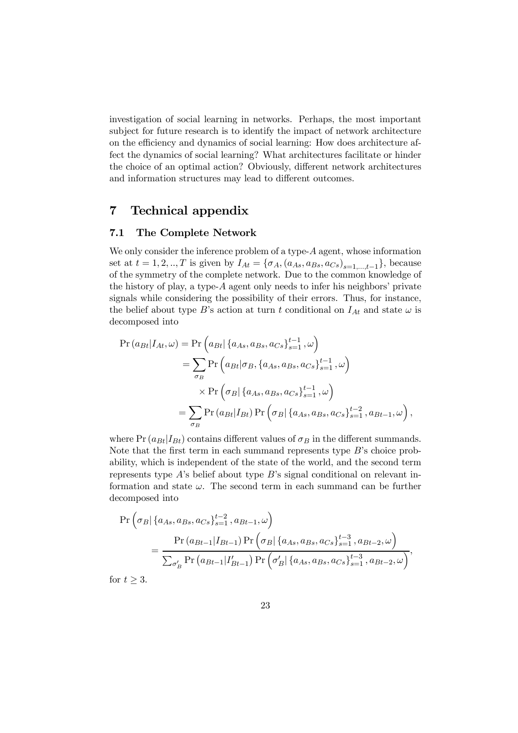investigation of social learning in networks. Perhaps, the most important subject for future research is to identify the impact of network architecture on the efficiency and dynamics of social learning: How does architecture affect the dynamics of social learning? What architectures facilitate or hinder the choice of an optimal action? Obviously, different network architectures and information structures may lead to different outcomes.

# 7 Technical appendix

## 7.1 The Complete Network

We only consider the inference problem of a type-$A$ agent, whose information set at $t = 1, 2, .., T$ is given by $I_{At} = \{\sigma_A, (a_{As}, a_{Bs}, a_{Cs})_{s=1,...,t-1}\}$, because of the symmetry of the complete network. Due to the common knowledge of the history of play, a type-$A$ agent only needs to infer his neighbors' private signals while considering the possibility of their errors. Thus, for instance, the belief about type $B$'s action at turn $t$ conditional on $I_{At}$ and state $\omega$ is decomposed into

$$
\begin{aligned}
\Pr(a_{Bt}|I_{At}, \omega) &= \Pr\left(a_{Bt}|\{a_{As}, a_{Bs}, a_{Cs}\}_{s=1}^{t-1}, \omega\right) \\
&= \sum_{\sigma_B} \Pr\left(a_{Bt}|\sigma_B, \{a_{As}, a_{Bs}, a_{Cs}\}_{s=1}^{t-1}, \omega\right) \\
&\quad \times \Pr\left(\sigma_B|\{a_{As}, a_{Bs}, a_{Cs}\}_{s=1}^{t-1}, \omega\right) \\
&= \sum_{\sigma_B} \Pr(a_{Bt}|I_{Bt}) \Pr\left(\sigma_B|\{a_{As}, a_{Bs}, a_{Cs}\}_{s=1}^{t-2}, a_{Bt-1}, \omega\right),
\end{aligned}
$$

where $\Pr(a_{Bt}|I_{Bt})$ contains different values of $\sigma_B$ in the different summands. Note that the first term in each summand represents type $B$'s choice probability, which is independent of the state of the world, and the second term represents type $A$'s belief about type $B$'s signal conditional on relevant information and state $\omega$. The second term in each summand can be further decomposed into

$$
\begin{aligned}
&\Pr\left(\sigma_B|\{a_{As}, a_{Bs}, a_{Cs}\}_{s=1}^{t-2}, a_{Bt-1}, \omega\right) \\
&\quad = \frac{\Pr(a_{Bt-1}|I_{Bt-1}) \Pr\left(\sigma_B|\{a_{As}, a_{Bs}, a_{Cs}\}_{s=1}^{t-3}, a_{Bt-2}, \omega\right)}{\sum_{\sigma'_B} \Pr(a_{Bt-1}|I'_{Bt-1}) \Pr\left(\sigma'_B|\{a_{As}, a_{Bs}, a_{Cs}\}_{s=1}^{t-3}, a_{Bt-2}, \omega\right)},
\end{aligned}
$$

for $t \geq 3$.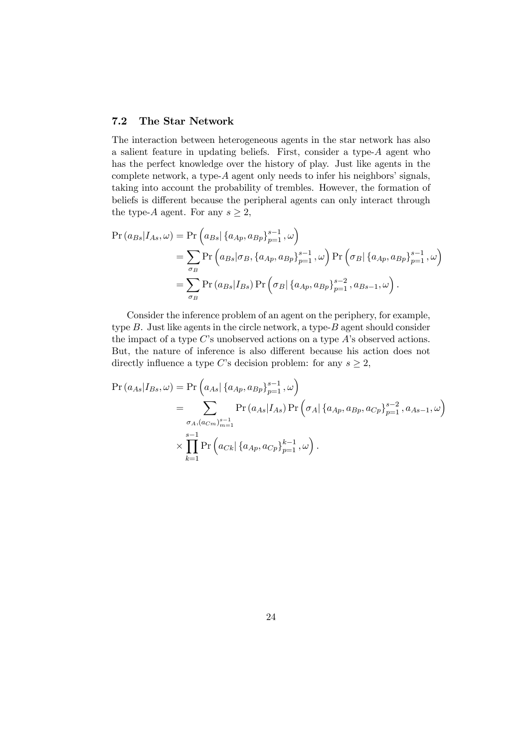### 7.2 The Star Network

The interaction between heterogeneous agents in the star network has also a salient feature in updating beliefs. First, consider a type-$A$ agent who has the perfect knowledge over the history of play. Just like agents in the complete network, a type-$A$ agent only needs to infer his neighbors' signals, taking into account the probability of trembles. However, the formation of beliefs is different because the peripheral agents can only interact through the type-$A$ agent. For any $s \geq 2$,

$$
\begin{aligned}
\Pr(a_{Bs}|I_{As},\omega) &= \Pr\left(a_{Bs}|\left\{a_{Ap},a_{Bp}\right\}_{p=1}^{s-1},\omega\right) \\
&= \sum_{\sigma_B} \Pr\left(a_{Bs}|\sigma_B,\left\{a_{Ap},a_{Bp}\right\}_{p=1}^{s-1},\omega\right)\Pr\left(\sigma_B|\left\{a_{Ap},a_{Bp}\right\}_{p=1}^{s-1},\omega\right) \\
&= \sum_{\sigma_B} \Pr(a_{Bs}|I_{Bs})\Pr\left(\sigma_B|\left\{a_{Ap},a_{Bp}\right\}_{p=1}^{s-2},a_{Bs-1},\omega\right).
\end{aligned}
$$

Consider the inference problem of an agent on the periphery, for example, type $B$. Just like agents in the circle network, a type-$B$ agent should consider the impact of a type $C$'s unobserved actions on a type $A$'s observed actions. But, the nature of inference is also different because his action does not directly influence a type $C$'s decision problem: for any $s \geq 2$,

$$
\begin{aligned}
\Pr(a_{As}|I_{Bs},\omega) &= \Pr\left(a_{As}|\left\{a_{Ap},a_{Bp}\right\}_{p=1}^{s-1},\omega\right) \\
&= \sum_{\sigma_A,(a_{Cm})_{m=1}^{s-1}} \Pr(a_{As}|I_{As})\Pr\left(\sigma_A|\left\{a_{Ap},a_{Bp},a_{Cp}\right\}_{p=1}^{s-2},a_{As-1},\omega\right) \\
&\quad\times \prod_{k=1}^{s-1}\Pr\left(a_{Ck}|\left\{a_{Ap},a_{Cp}\right\}_{p=1}^{k-1},\omega\right).
\end{aligned}
$$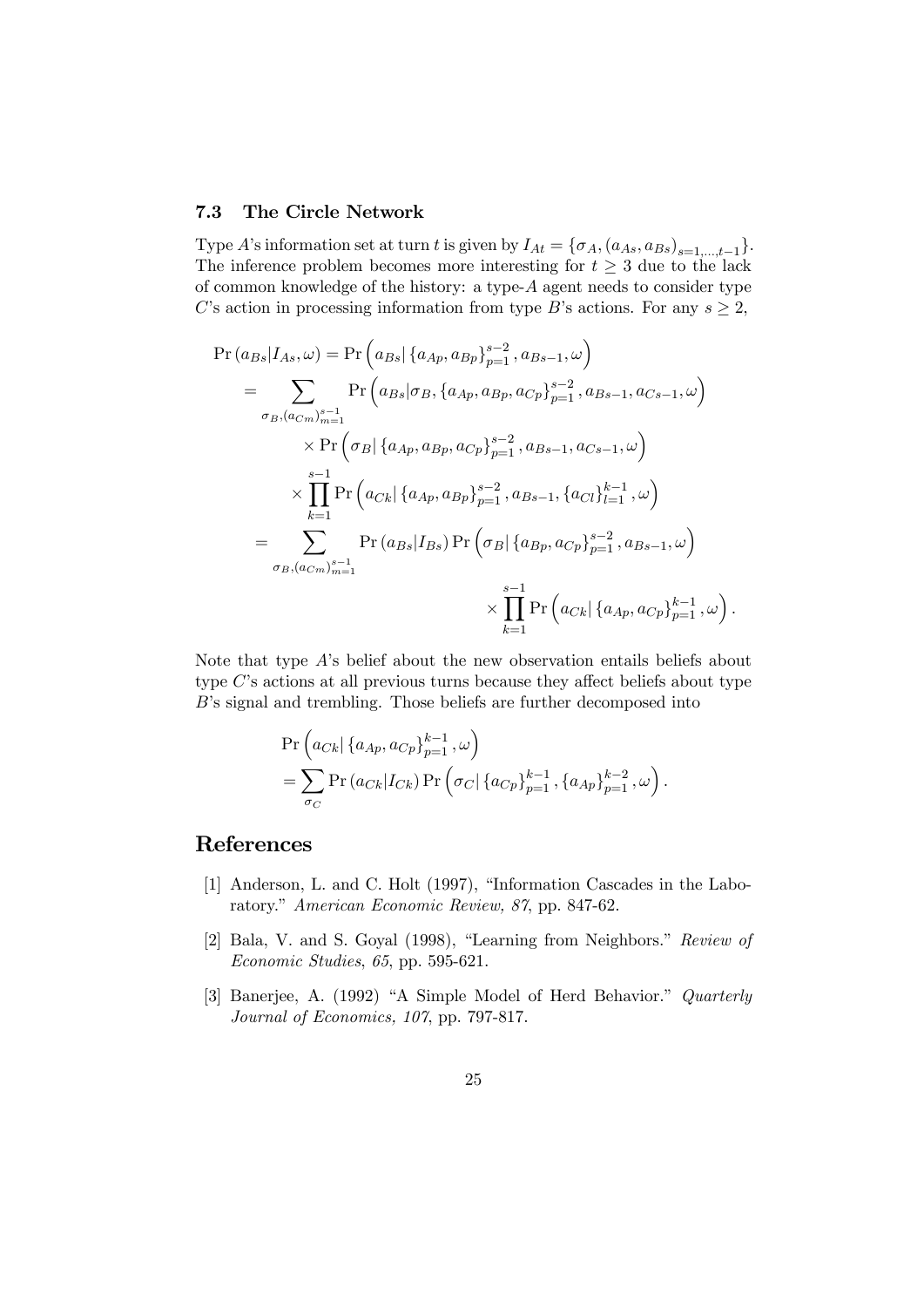### 7.3 The Circle Network

Type $A$'s information set at turn $t$ is given by $I_{At} = \{\sigma_A, (a_{As}, a_{Bs})_{s=1,\ldots,t-1}\}$. The inference problem becomes more interesting for $t \geq 3$ due to the lack of common knowledge of the history: a type-$A$ agent needs to consider type $C$'s action in processing information from type $B$'s actions. For any $s \geq 2$,

$$
\begin{aligned}
\Pr(a_{Bs}|I_{As}, \omega) &= \Pr\left(a_{Bs}|\left\{a_{Ap}, a_{Bp}\right\}_{p=1}^{s-2}, a_{Bs-1}, \omega\right) \\
&= \sum_{\sigma_B, (a_{Cm})_{m=1}^{s-1}} \Pr\left(a_{Bs}|\sigma_B, \left\{a_{Ap}, a_{Bp}, a_{Cp}\right\}_{p=1}^{s-2}, a_{Bs-1}, a_{Cs-1}, \omega\right) \\
&\qquad \times \Pr\left(\sigma_B|\left\{a_{Ap}, a_{Bp}, a_{Cp}\right\}_{p=1}^{s-2}, a_{Bs-1}, a_{Cs-1}, \omega\right) \\
&\qquad \times \prod_{k=1}^{s-1} \Pr\left(a_{Ck}|\left\{a_{Ap}, a_{Bp}\right\}_{p=1}^{s-2}, a_{Bs-1}, \left\{a_{Cl}\right\}_{l=1}^{k-1}, \omega\right) \\
&= \sum_{\sigma_B, (a_{Cm})_{m=1}^{s-1}} \Pr(a_{Bs}|I_{Bs}) \Pr\left(\sigma_B|\left\{a_{Bp}, a_{Cp}\right\}_{p=1}^{s-2}, a_{Bs-1}, \omega\right) \\
&\qquad \times \prod_{k=1}^{s-1} \Pr\left(a_{Ck}|\left\{a_{Ap}, a_{Cp}\right\}_{p=1}^{k-1}, \omega\right).
\end{aligned}
$$

Note that type $A$'s belief about the new observation entails beliefs about type $C$'s actions at all previous turns because they affect beliefs about type $B$'s signal and trembling. Those beliefs are further decomposed into

$$
\begin{aligned}
&\Pr\left(a_{Ck}|\left\{a_{Ap}, a_{Cp}\right\}_{p=1}^{k-1}, \omega\right) \\
&= \sum_{\sigma_C} \Pr(a_{Ck}|I_{Ck}) \Pr\left(\sigma_C|\left\{a_{Cp}\right\}_{p=1}^{k-1}, \left\{a_{Ap}\right\}_{p=1}^{k-2}, \omega\right).
\end{aligned}
$$

## References

[1] Anderson, L. and C. Holt (1997), "Information Cascades in the Laboratory." *American Economic Review, 87*, pp. 847-62.

[2] Bala, V. and S. Goyal (1998), "Learning from Neighbors." *Review of Economic Studies*, *65*, pp. 595-621.

[3] Banerjee, A. (1992) "A Simple Model of Herd Behavior." *Quarterly Journal of Economics, 107*, pp. 797-817.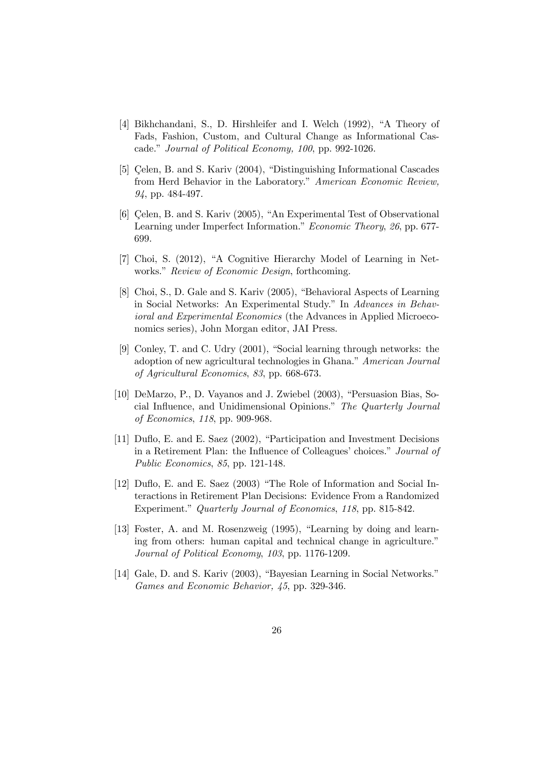[4] Bikhchandani, S., D. Hirshleifer and I. Welch (1992), "A Theory of Fads, Fashion, Custom, and Cultural Change as Informational Cascade." *Journal of Political Economy, 100*, pp. 992-1026.

[5] Çelen, B. and S. Kariv (2004), "Distinguishing Informational Cascades from Herd Behavior in the Laboratory." *American Economic Review, 94*, pp. 484-497.

[6] Çelen, B. and S. Kariv (2005), "An Experimental Test of Observational Learning under Imperfect Information." *Economic Theory*, *26*, pp. 677-699.

[7] Choi, S. (2012), "A Cognitive Hierarchy Model of Learning in Networks." *Review of Economic Design*, forthcoming.

[8] Choi, S., D. Gale and S. Kariv (2005), "Behavioral Aspects of Learning in Social Networks: An Experimental Study." In *Advances in Behavioral and Experimental Economics* (the Advances in Applied Microeconomics series), John Morgan editor, JAI Press.

[9] Conley, T. and C. Udry (2001), "Social learning through networks: the adoption of new agricultural technologies in Ghana." *American Journal of Agricultural Economics*, *83*, pp. 668-673.

[10] DeMarzo, P., D. Vayanos and J. Zwiebel (2003), "Persuasion Bias, Social Influence, and Unidimensional Opinions." *The Quarterly Journal of Economics*, *118*, pp. 909-968.

[11] Duflo, E. and E. Saez (2002), "Participation and Investment Decisions in a Retirement Plan: the Influence of Colleagues' choices." *Journal of Public Economics*, *85*, pp. 121-148.

[12] Duflo, E. and E. Saez (2003) "The Role of Information and Social Interactions in Retirement Plan Decisions: Evidence From a Randomized Experiment." *Quarterly Journal of Economics*, *118*, pp. 815-842.

[13] Foster, A. and M. Rosenzweig (1995), "Learning by doing and learning from others: human capital and technical change in agriculture." *Journal of Political Economy*, *103*, pp. 1176-1209.

[14] Gale, D. and S. Kariv (2003), "Bayesian Learning in Social Networks." *Games and Economic Behavior, 45*, pp. 329-346.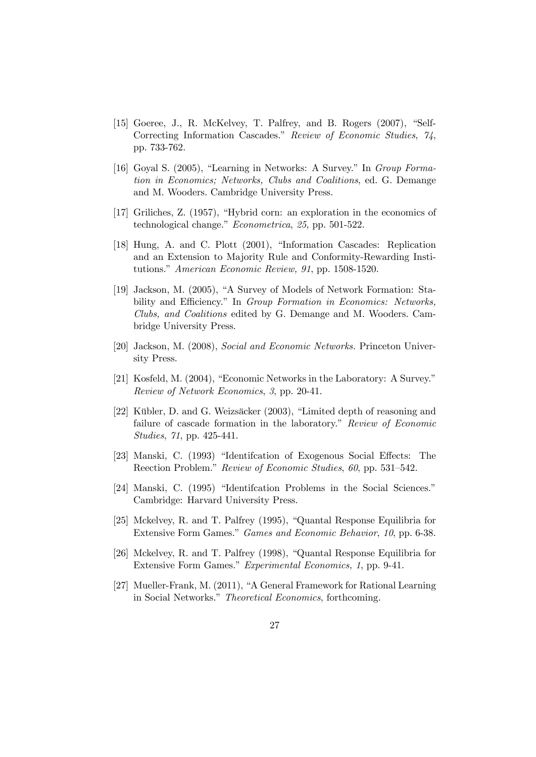[15] Goeree, J., R. McKelvey, T. Palfrey, and B. Rogers (2007), "Self-Correcting Information Cascades." *Review of Economic Studies*, *74*, pp. 733-762.

[16] Goyal S. (2005), "Learning in Networks: A Survey." In *Group Formation in Economics; Networks, Clubs and Coalitions*, ed. G. Demange and M. Wooders. Cambridge University Press.

[17] Griliches, Z. (1957), "Hybrid corn: an exploration in the economics of technological change." *Econometrica*, *25*, pp. 501-522.

[18] Hung, A. and C. Plott (2001), "Information Cascades: Replication and an Extension to Majority Rule and Conformity-Rewarding Institutions." *American Economic Review, 91*, pp. 1508-1520.

[19] Jackson, M. (2005), "A Survey of Models of Network Formation: Stability and Efficiency." In *Group Formation in Economics: Networks, Clubs, and Coalitions* edited by G. Demange and M. Wooders. Cambridge University Press.

[20] Jackson, M. (2008), *Social and Economic Networks.* Princeton University Press.

[21] Kosfeld, M. (2004), "Economic Networks in the Laboratory: A Survey." *Review of Network Economics*, *3*, pp. 20-41.

[22] Kübler, D. and G. Weizsäcker (2003), "Limited depth of reasoning and failure of cascade formation in the laboratory." *Review of Economic Studies*, *71*, pp. 425-441.

[23] Manski, C. (1993) "Identifcation of Exogenous Social Effects: The Reection Problem." *Review of Economic Studies*, *60*, pp. 531–542.

[24] Manski, C. (1995) "Identifcation Problems in the Social Sciences." Cambridge: Harvard University Press.

[25] Mckelvey, R. and T. Palfrey (1995), "Quantal Response Equilibria for Extensive Form Games." *Games and Economic Behavior*, *10*, pp. 6-38.

[26] Mckelvey, R. and T. Palfrey (1998), "Quantal Response Equilibria for Extensive Form Games." *Experimental Economics, 1*, pp. 9-41.

[27] Mueller-Frank, M. (2011), "A General Framework for Rational Learning in Social Networks." *Theoretical Economics*, forthcoming.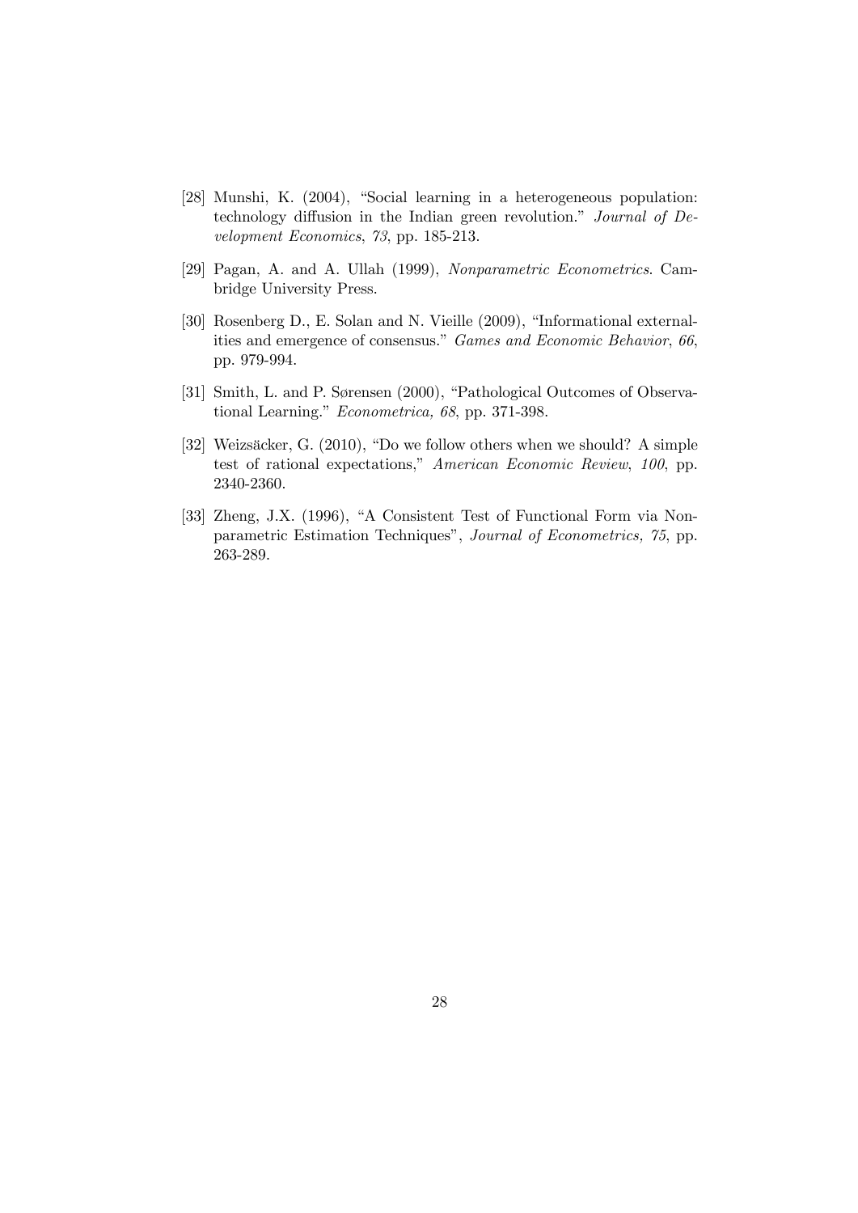[28] Munshi, K. (2004), "Social learning in a heterogeneous population: technology diffusion in the Indian green revolution." *Journal of Development Economics*, *73*, pp. 185-213.

[29] Pagan, A. and A. Ullah (1999), *Nonparametric Econometrics*. Cambridge University Press.

[30] Rosenberg D., E. Solan and N. Vieille (2009), "Informational externalities and emergence of consensus." *Games and Economic Behavior*, *66*, pp. 979-994.

[31] Smith, L. and P. Sørensen (2000), "Pathological Outcomes of Observational Learning." *Econometrica, 68*, pp. 371-398.

[32] Weizsäcker, G. (2010), "Do we follow others when we should? A simple test of rational expectations," *American Economic Review*, *100*, pp. 2340-2360.

[33] Zheng, J.X. (1996), "A Consistent Test of Functional Form via Nonparametric Estimation Techniques", *Journal of Econometrics, 75*, pp. 263-289.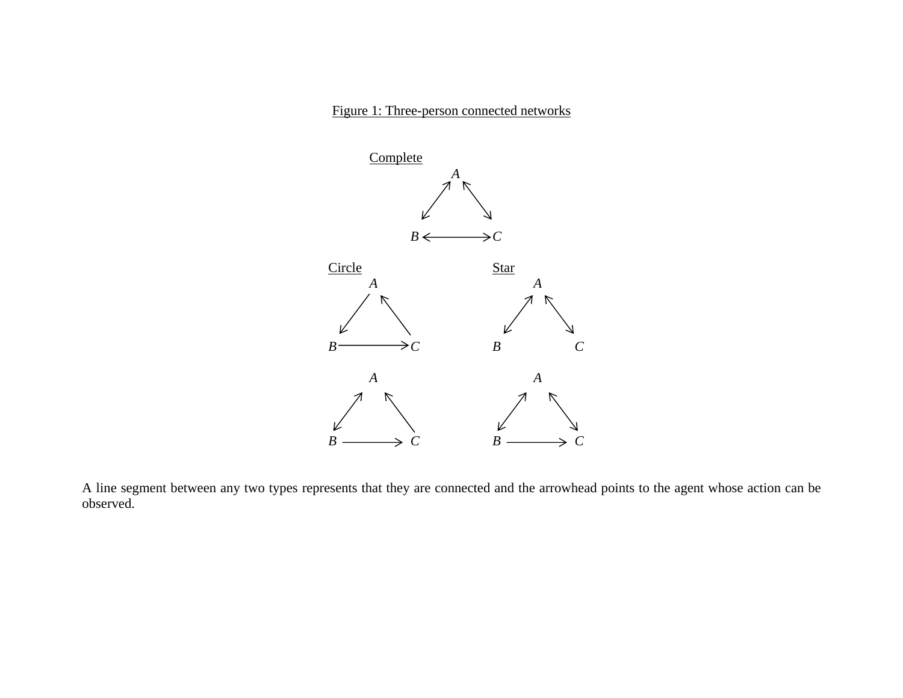Figure 1: Three-person connected networks

Complete

*A*

*B* ⟷ *C*

Circle

*A*

*B* ⟶ *C*

Star

*A*

*B* *C*

*A*

*B* ⟶ *C*

*A*

*B* ⟶ *C*

A line segment between any two types represents that they are connected and the arrowhead points to the agent whose action can be observed.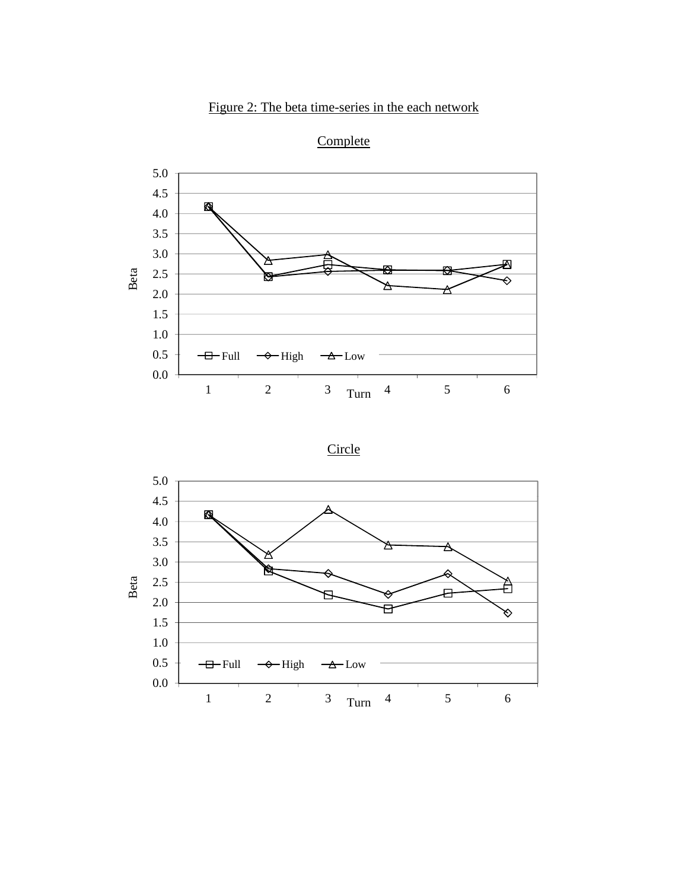Figure 2: The beta time-series in the each network

Complete

Circle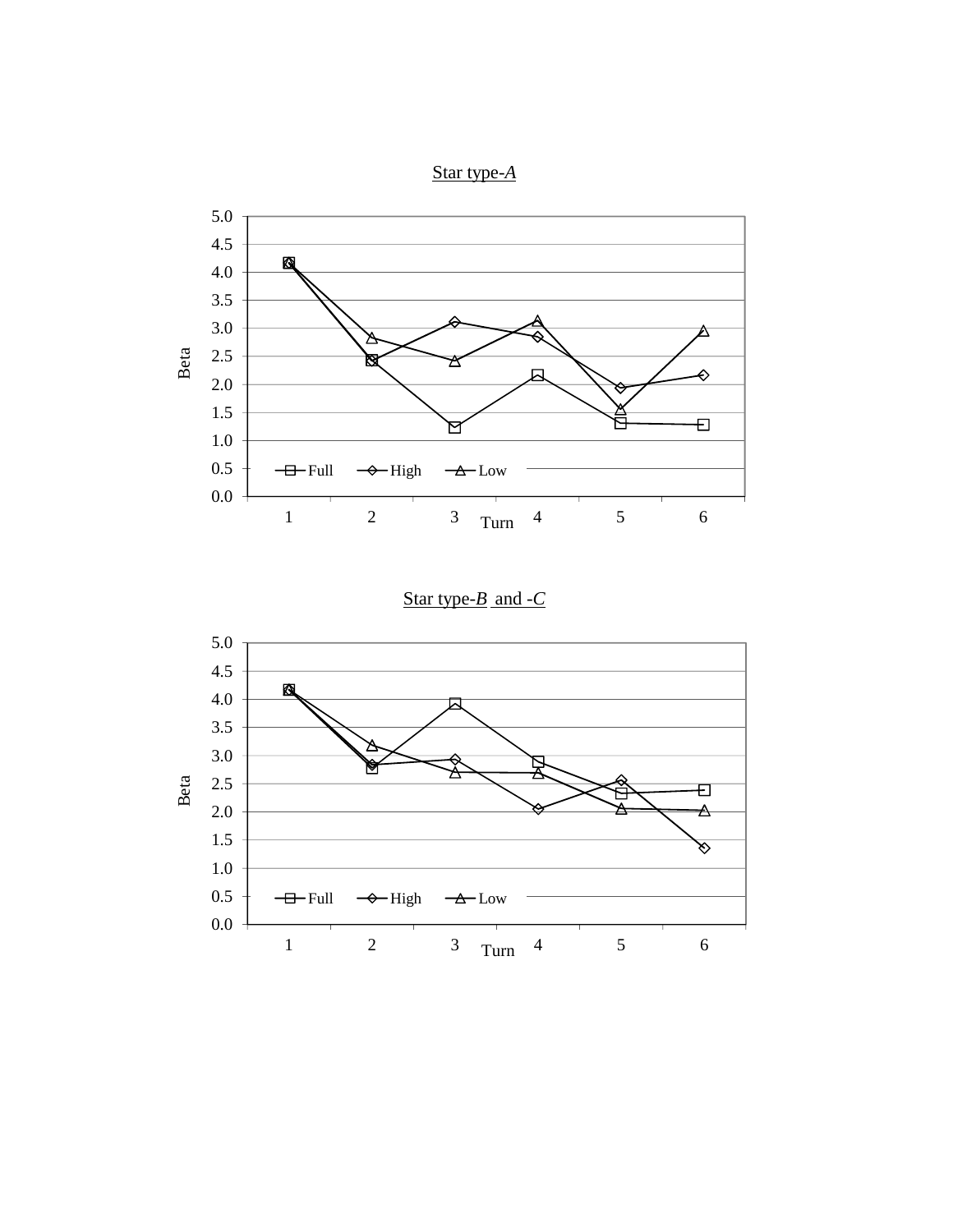Star type-*A*

Beta

5.0
4.5
4.0
3.5
3.0
2.5
2.0
1.5
1.0
0.5
0.0

Full High Low

1 2 3 4 5 6

Turn

Star type-*B* and -*C*

Beta

5.0
4.5
4.0
3.5
3.0
2.5
2.0
1.5
1.0
0.5
0.0

Full High Low

1 2 3 4 5 6

Turn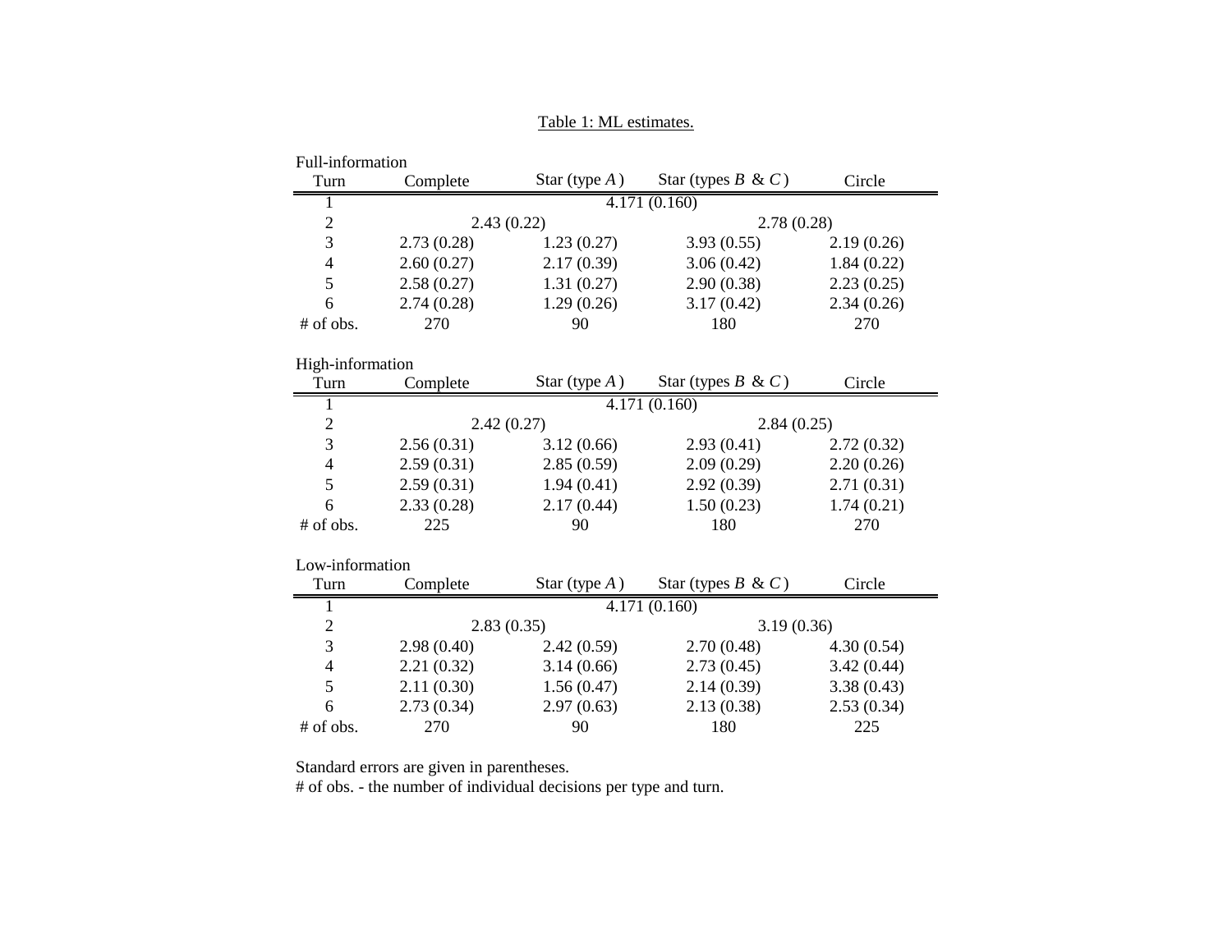Table 1: ML estimates.

Full-information

| Turn | Complete | Star (type $A$) | Star (types $B$ & $C$) | Circle |
|---|---|---|---|---|
| 1 | 4.171 (0.160) | | | |
| 2 | 2.43 (0.22) | | 2.78 (0.28) | |
| 3 | 2.73 (0.28) | 1.23 (0.27) | 3.93 (0.55) | 2.19 (0.26) |
| 4 | 2.60 (0.27) | 2.17 (0.39) | 3.06 (0.42) | 1.84 (0.22) |
| 5 | 2.58 (0.27) | 1.31 (0.27) | 2.90 (0.38) | 2.23 (0.25) |
| 6 | 2.74 (0.28) | 1.29 (0.26) | 3.17 (0.42) | 2.34 (0.26) |
| # of obs. | 270 | 90 | 180 | 270 |

High-information

| Turn | Complete | Star (type $A$) | Star (types $B$ & $C$) | Circle |
|---|---|---|---|---|
| 1 | 4.171 (0.160) | | | |
| 2 | 2.42 (0.27) | | 2.84 (0.25) | |
| 3 | 2.56 (0.31) | 3.12 (0.66) | 2.93 (0.41) | 2.72 (0.32) |
| 4 | 2.59 (0.31) | 2.85 (0.59) | 2.09 (0.29) | 2.20 (0.26) |
| 5 | 2.59 (0.31) | 1.94 (0.41) | 2.92 (0.39) | 2.71 (0.31) |
| 6 | 2.33 (0.28) | 2.17 (0.44) | 1.50 (0.23) | 1.74 (0.21) |
| # of obs. | 225 | 90 | 180 | 270 |

Low-information

| Turn | Complete | Star (type $A$) | Star (types $B$ & $C$) | Circle |
|---|---|---|---|---|
| 1 | 4.171 (0.160) | | | |
| 2 | 2.83 (0.35) | | 3.19 (0.36) | |
| 3 | 2.98 (0.40) | 2.42 (0.59) | 2.70 (0.48) | 4.30 (0.54) |
| 4 | 2.21 (0.32) | 3.14 (0.66) | 2.73 (0.45) | 3.42 (0.44) |
| 5 | 2.11 (0.30) | 1.56 (0.47) | 2.14 (0.39) | 3.38 (0.43) |
| 6 | 2.73 (0.34) | 2.97 (0.63) | 2.13 (0.38) | 2.53 (0.34) |
| # of obs. | 270 | 90 | 180 | 225 |

Standard errors are given in parentheses.
# of obs. - the number of individual decisions per type and turn.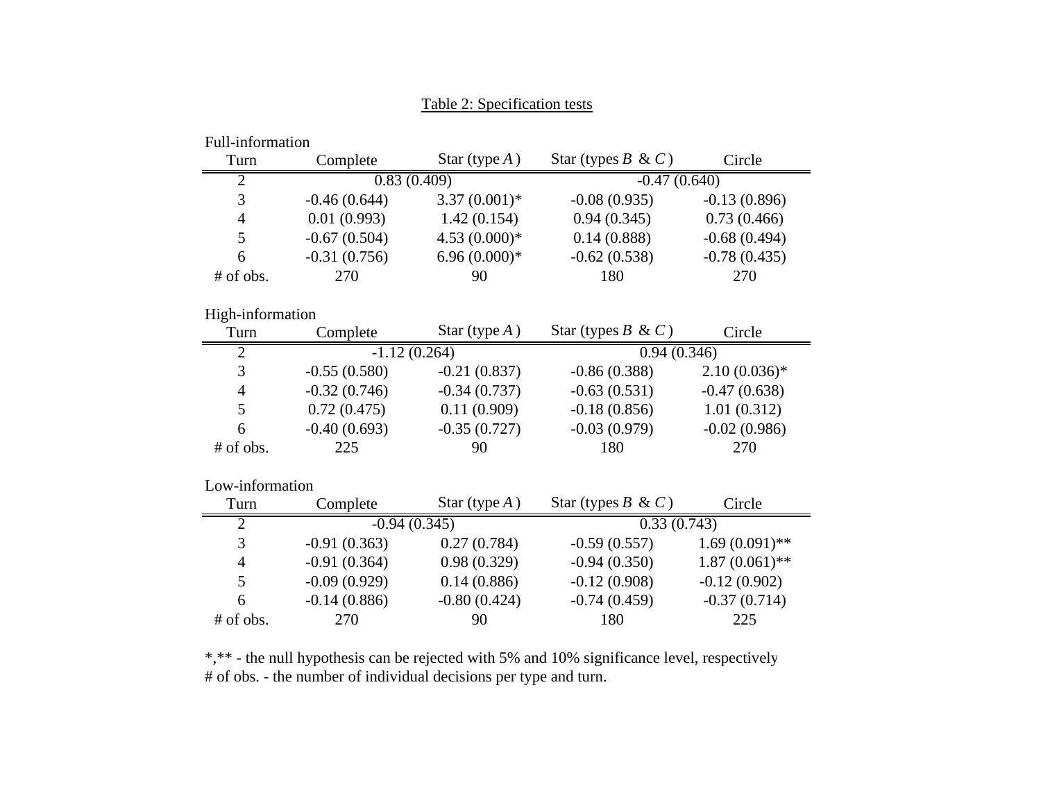Table 2: Specification tests

Full-information

| Turn | Complete | Star (type $A$) | Star (types $B$ & $C$) | Circle |
|---|---|---|---|---|
| 2 | 0.83 (0.409) | | -0.47 (0.640) | |
| 3 | -0.46 (0.644) | 3.37 (0.001)* | -0.08 (0.935) | -0.13 (0.896) |
| 4 | 0.01 (0.993) | 1.42 (0.154) | 0.94 (0.345) | 0.73 (0.466) |
| 5 | -0.67 (0.504) | 4.53 (0.000)* | 0.14 (0.888) | -0.68 (0.494) |
| 6 | -0.31 (0.756) | 6.96 (0.000)* | -0.62 (0.538) | -0.78 (0.435) |
| # of obs. | 270 | 90 | 180 | 270 |

High-information

| Turn | Complete | Star (type $A$) | Star (types $B$ & $C$) | Circle |
|---|---|---|---|---|
| 2 | -1.12 (0.264) | | 0.94 (0.346) | |
| 3 | -0.55 (0.580) | -0.21 (0.837) | -0.86 (0.388) | 2.10 (0.036)* |
| 4 | -0.32 (0.746) | -0.34 (0.737) | -0.63 (0.531) | -0.47 (0.638) |
| 5 | 0.72 (0.475) | 0.11 (0.909) | -0.18 (0.856) | 1.01 (0.312) |
| 6 | -0.40 (0.693) | -0.35 (0.727) | -0.03 (0.979) | -0.02 (0.986) |
| # of obs. | 225 | 90 | 180 | 270 |

Low-information

| Turn | Complete | Star (type $A$) | Star (types $B$ & $C$) | Circle |
|---|---|---|---|---|
| 2 | -0.94 (0.345) | | 0.33 (0.743) | |
| 3 | -0.91 (0.363) | 0.27 (0.784) | -0.59 (0.557) | 1.69 (0.091)** |
| 4 | -0.91 (0.364) | 0.98 (0.329) | -0.94 (0.350) | 1.87 (0.061)** |
| 5 | -0.09 (0.929) | 0.14 (0.886) | -0.12 (0.908) | -0.12 (0.902) |
| 6 | -0.14 (0.886) | -0.80 (0.424) | -0.74 (0.459) | -0.37 (0.714) |
| # of obs. | 270 | 90 | 180 | 225 |

*,** - the null hypothesis can be rejected with 5% and 10% significance level, respectively
# of obs. - the number of individual decisions per type and turn.